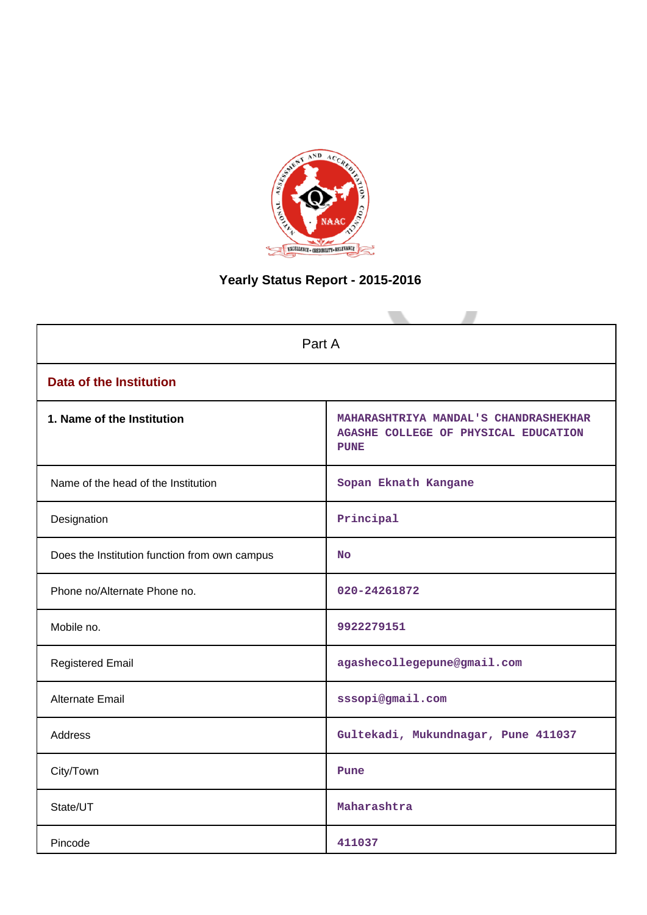# Yearly Status Report - 2015-2016

| Part A | |
|---|---|
| **Data of the Institution** | |
| **1. Name of the Institution** | MAHARASHTRIYA MANDAL'S CHANDRASHEKHAR AGASHE COLLEGE OF PHYSICAL EDUCATION PUNE |
| Name of the head of the Institution | Sopan Eknath Kangane |
| Designation | Principal |
| Does the Institution function from own campus | No |
| Phone no/Alternate Phone no. | 020-24261872 |
| Mobile no. | 9922279151 |
| Registered Email | agashecollegepune@gmail.com |
| Alternate Email | sssopi@gmail.com |
| Address | Gultekadi, Mukundnagar, Pune 411037 |
| City/Town | Pune |
| State/UT | Maharashtra |
| Pincode | 411037 |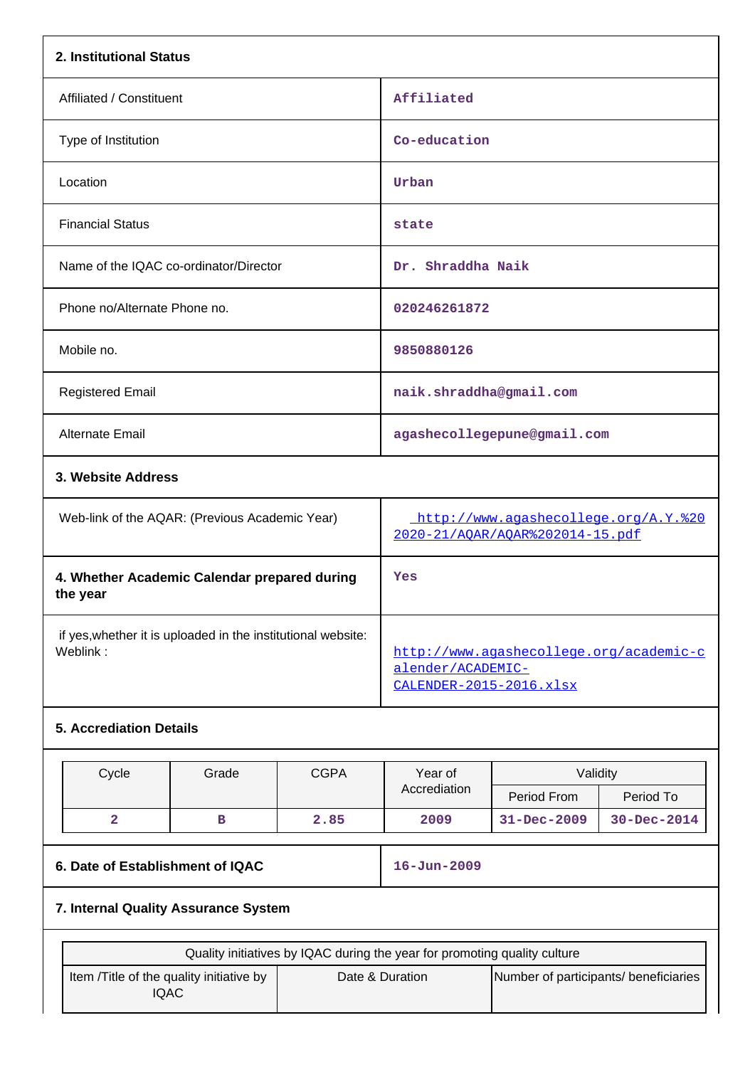### 2. Institutional Status

| | |
|---|---|
| Affiliated / Constituent | Affiliated |
| Type of Institution | Co-education |
| Location | Urban |
| Financial Status | state |
| Name of the IQAC co-ordinator/Director | Dr. Shraddha Naik |
| Phone no/Alternate Phone no. | 020246261872 |
| Mobile no. | 9850880126 |
| Registered Email | naik.shraddha@gmail.com |
| Alternate Email | agashecollegepune@gmail.com |

### 3. Website Address

| | |
|---|---|
| Web-link of the AQAR: (Previous Academic Year) | http://www.agashecollege.org/A.Y.%20 2020-21/AQAR/AQAR%202014-15.pdf |
| **4. Whether Academic Calendar prepared during the year** | Yes |
| if yes,whether it is uploaded in the institutional website: Weblink : | http://www.agashecollege.org/academic-calender/ACADEMIC-CALENDER-2015-2016.xlsx |

### 5. Accrediation Details

| Cycle | Grade | CGPA | Year of Accrediation | Validity | |
|---|---|---|---|---|---|
| | | | | Period From | Period To |
| 2 | B | 2.85 | 2009 | 31-Dec-2009 | 30-Dec-2014 |

| | |
|---|---|
| **6. Date of Establishment of IQAC** | 16-Jun-2009 |

### 7. Internal Quality Assurance System

| Quality initiatives by IQAC during the year for promoting quality culture | | |
|---|---|---|
| Item /Title of the quality initiative by IQAC | Date & Duration | Number of participants/ beneficiaries |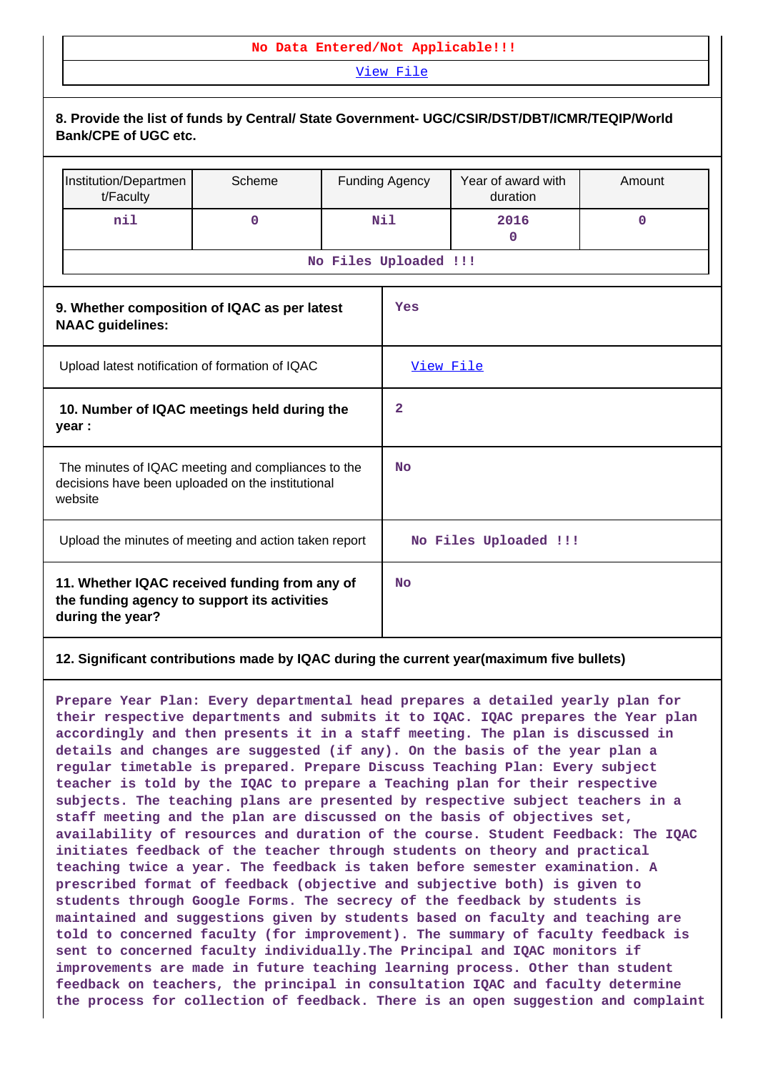| No Data Entered/Not Applicable!!! |
|---|
| View File |

**8. Provide the list of funds by Central/ State Government- UGC/CSIR/DST/DBT/ICMR/TEQIP/World Bank/CPE of UGC etc.**

| Institution/Department/Faculty | Scheme | Funding Agency | Year of award with duration | Amount |
|---|---|---|---|---|
| nil | 0 | Nil | 2016 0 | 0 |
| No Files Uploaded !!! | | | | |

| | |
|---|---|
| **9. Whether composition of IQAC as per latest NAAC guidelines:** | Yes |
| Upload latest notification of formation of IQAC | View File |
| **10. Number of IQAC meetings held during the year :** | 2 |
| The minutes of IQAC meeting and compliances to the decisions have been uploaded on the institutional website | No |
| Upload the minutes of meeting and action taken report | No Files Uploaded !!! |
| **11. Whether IQAC received funding from any of the funding agency to support its activities during the year?** | No |

**12. Significant contributions made by IQAC during the current year(maximum five bullets)**

Prepare Year Plan: Every departmental head prepares a detailed yearly plan for their respective departments and submits it to IQAC. IQAC prepares the Year plan accordingly and then presents it in a staff meeting. The plan is discussed in details and changes are suggested (if any). On the basis of the year plan a regular timetable is prepared. Prepare Discuss Teaching Plan: Every subject teacher is told by the IQAC to prepare a Teaching plan for their respective subjects. The teaching plans are presented by respective subject teachers in a staff meeting and the plan are discussed on the basis of objectives set, availability of resources and duration of the course. Student Feedback: The IQAC initiates feedback of the teacher through students on theory and practical teaching twice a year. The feedback is taken before semester examination. A prescribed format of feedback (objective and subjective both) is given to students through Google Forms. The secrecy of the feedback by students is maintained and suggestions given by students based on faculty and teaching are told to concerned faculty (for improvement). The summary of faculty feedback is sent to concerned faculty individually.The Principal and IQAC monitors if improvements are made in future teaching learning process. Other than student feedback on teachers, the principal in consultation IQAC and faculty determine the process for collection of feedback. There is an open suggestion and complaint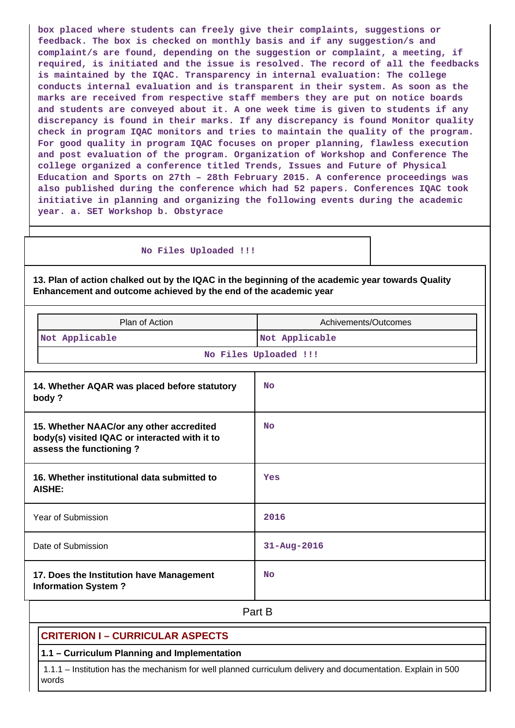box placed where students can freely give their complaints, suggestions or feedback. The box is checked on monthly basis and if any suggestion/s and complaint/s are found, depending on the suggestion or complaint, a meeting, if required, is initiated and the issue is resolved. The record of all the feedbacks is maintained by the IQAC. Transparency in internal evaluation: The college conducts internal evaluation and is transparent in their system. As soon as the marks are received from respective staff members they are put on notice boards and students are conveyed about it. A one week time is given to students if any discrepancy is found in their marks. If any discrepancy is found Monitor quality check in program IQAC monitors and tries to maintain the quality of the program. For good quality in program IQAC focuses on proper planning, flawless execution and post evaluation of the program. Organization of Workshop and Conference The college organized a conference titled Trends, Issues and Future of Physical Education and Sports on 27th – 28th February 2015. A conference proceedings was also published during the conference which had 52 papers. Conferences IQAC took initiative in planning and organizing the following events during the academic year. a. SET Workshop b. Obstyrace

No Files Uploaded !!!

**13. Plan of action chalked out by the IQAC in the beginning of the academic year towards Quality Enhancement and outcome achieved by the end of the academic year**

| Plan of Action | Achivements/Outcomes |
|---|---|
| Not Applicable | Not Applicable |
| No Files Uploaded !!! | |

| | |
|---|---|
| **14. Whether AQAR was placed before statutory body ?** | No |
| **15. Whether NAAC/or any other accredited body(s) visited IQAC or interacted with it to assess the functioning ?** | No |
| **16. Whether institutional data submitted to AISHE:** | Yes |
| Year of Submission | 2016 |
| Date of Submission | 31-Aug-2016 |
| **17. Does the Institution have Management Information System ?** | No |

## Part B

### CRITERION I – CURRICULAR ASPECTS

**1.1 – Curriculum Planning and Implementation**

1.1.1 – Institution has the mechanism for well planned curriculum delivery and documentation. Explain in 500 words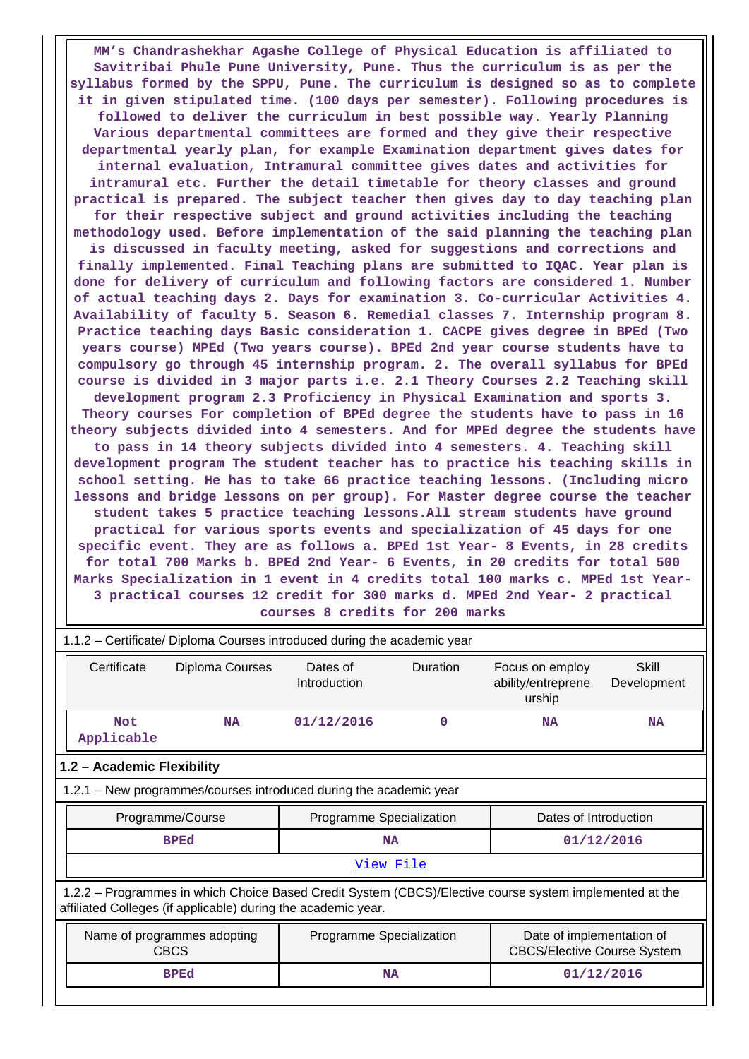**MM's Chandrashekhar Agashe College of Physical Education is affiliated to Savitribai Phule Pune University, Pune. Thus the curriculum is as per the syllabus formed by the SPPU, Pune. The curriculum is designed so as to complete it in given stipulated time. (100 days per semester). Following procedures is followed to deliver the curriculum in best possible way. Yearly Planning Various departmental committees are formed and they give their respective departmental yearly plan, for example Examination department gives dates for internal evaluation, Intramural committee gives dates and activities for intramural etc. Further the detail timetable for theory classes and ground practical is prepared. The subject teacher then gives day to day teaching plan for their respective subject and ground activities including the teaching methodology used. Before implementation of the said planning the teaching plan is discussed in faculty meeting, asked for suggestions and corrections and finally implemented. Final Teaching plans are submitted to IQAC. Year plan is done for delivery of curriculum and following factors are considered 1. Number of actual teaching days 2. Days for examination 3. Co-curricular Activities 4. Availability of faculty 5. Season 6. Remedial classes 7. Internship program 8. Practice teaching days Basic consideration 1. CACPE gives degree in BPEd (Two years course) MPEd (Two years course). BPEd 2nd year course students have to compulsory go through 45 internship program. 2. The overall syllabus for BPEd course is divided in 3 major parts i.e. 2.1 Theory Courses 2.2 Teaching skill development program 2.3 Proficiency in Physical Examination and sports 3. Theory courses For completion of BPEd degree the students have to pass in 16 theory subjects divided into 4 semesters. And for MPEd degree the students have to pass in 14 theory subjects divided into 4 semesters. 4. Teaching skill development program The student teacher has to practice his teaching skills in school setting. He has to take 66 practice teaching lessons. (Including micro lessons and bridge lessons on per group). For Master degree course the teacher student takes 5 practice teaching lessons.All stream students have ground practical for various sports events and specialization of 45 days for one specific event. They are as follows a. BPEd 1st Year- 8 Events, in 28 credits for total 700 Marks b. BPEd 2nd Year- 6 Events, in 20 credits for total 500 Marks Specialization in 1 event in 4 credits total 100 marks c. MPEd 1st Year- 3 practical courses 12 credit for 300 marks d. MPEd 2nd Year- 2 practical courses 8 credits for 200 marks**

1.1.2 – Certificate/ Diploma Courses introduced during the academic year

| Certificate | Diploma Courses | Dates of Introduction | Duration | Focus on employ ability/entrepreneurship | Skill Development |
|---|---|---|---|---|---|
| **Not Applicable** | **NA** | **01/12/2016** | **0** | **NA** | **NA** |

### 1.2 – Academic Flexibility

1.2.1 – New programmes/courses introduced during the academic year

| Programme/Course | Programme Specialization | Dates of Introduction |
|---|---|---|
| **BPEd** | **NA** | **01/12/2016** |

View File

1.2.2 – Programmes in which Choice Based Credit System (CBCS)/Elective course system implemented at the affiliated Colleges (if applicable) during the academic year.

| Name of programmes adopting CBCS | Programme Specialization | Date of implementation of CBCS/Elective Course System |
|---|---|---|
| **BPEd** | **NA** | **01/12/2016** |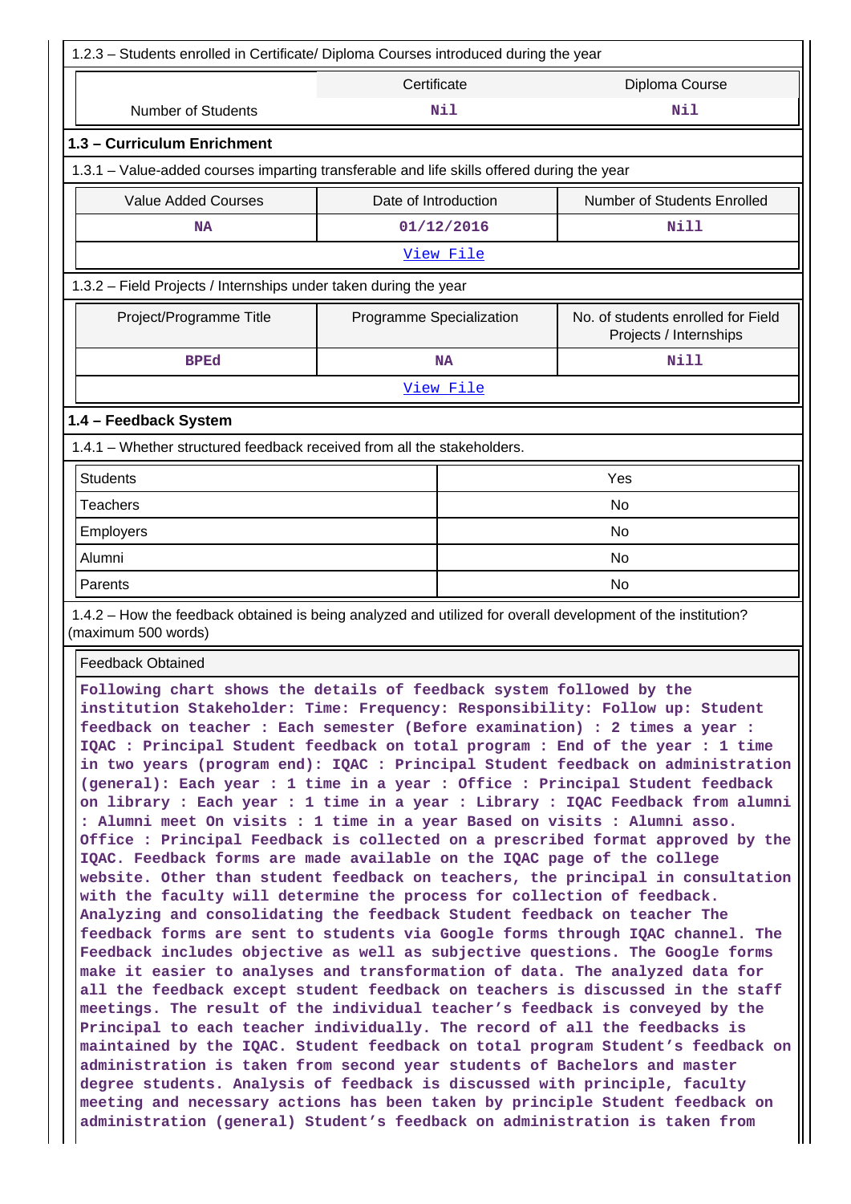1.2.3 – Students enrolled in Certificate/ Diploma Courses introduced during the year

| | Certificate | Diploma Course |
|---|---|---|
| Number of Students | Nil | Nil |

### 1.3 – Curriculum Enrichment

1.3.1 – Value-added courses imparting transferable and life skills offered during the year

| Value Added Courses | Date of Introduction | Number of Students Enrolled |
|---|---|---|
| NA | 01/12/2016 | Nill |
| View File | | |

1.3.2 – Field Projects / Internships under taken during the year

| Project/Programme Title | Programme Specialization | No. of students enrolled for Field Projects / Internships |
|---|---|---|
| BPEd | NA | Nill |
| View File | | |

### 1.4 – Feedback System

1.4.1 – Whether structured feedback received from all the stakeholders.

| | |
|---|---|
| Students | Yes |
| Teachers | No |
| Employers | No |
| Alumni | No |
| Parents | No |

1.4.2 – How the feedback obtained is being analyzed and utilized for overall development of the institution? (maximum 500 words)

Feedback Obtained

Following chart shows the details of feedback system followed by the institution Stakeholder: Time: Frequency: Responsibility: Follow up: Student feedback on teacher : Each semester (Before examination) : 2 times a year : IQAC : Principal Student feedback on total program : End of the year : 1 time in two years (program end): IQAC : Principal Student feedback on administration (general): Each year : 1 time in a year : Office : Principal Student feedback on library : Each year : 1 time in a year : Library : IQAC Feedback from alumni : Alumni meet On visits : 1 time in a year Based on visits : Alumni asso. Office : Principal Feedback is collected on a prescribed format approved by the IQAC. Feedback forms are made available on the IQAC page of the college website. Other than student feedback on teachers, the principal in consultation with the faculty will determine the process for collection of feedback. Analyzing and consolidating the feedback Student feedback on teacher The feedback forms are sent to students via Google forms through IQAC channel. The Feedback includes objective as well as subjective questions. The Google forms make it easier to analyses and transformation of data. The analyzed data for all the feedback except student feedback on teachers is discussed in the staff meetings. The result of the individual teacher's feedback is conveyed by the Principal to each teacher individually. The record of all the feedbacks is maintained by the IQAC. Student feedback on total program Student's feedback on administration is taken from second year students of Bachelors and master degree students. Analysis of feedback is discussed with principle, faculty meeting and necessary actions has been taken by principle Student feedback on administration (general) Student's feedback on administration is taken from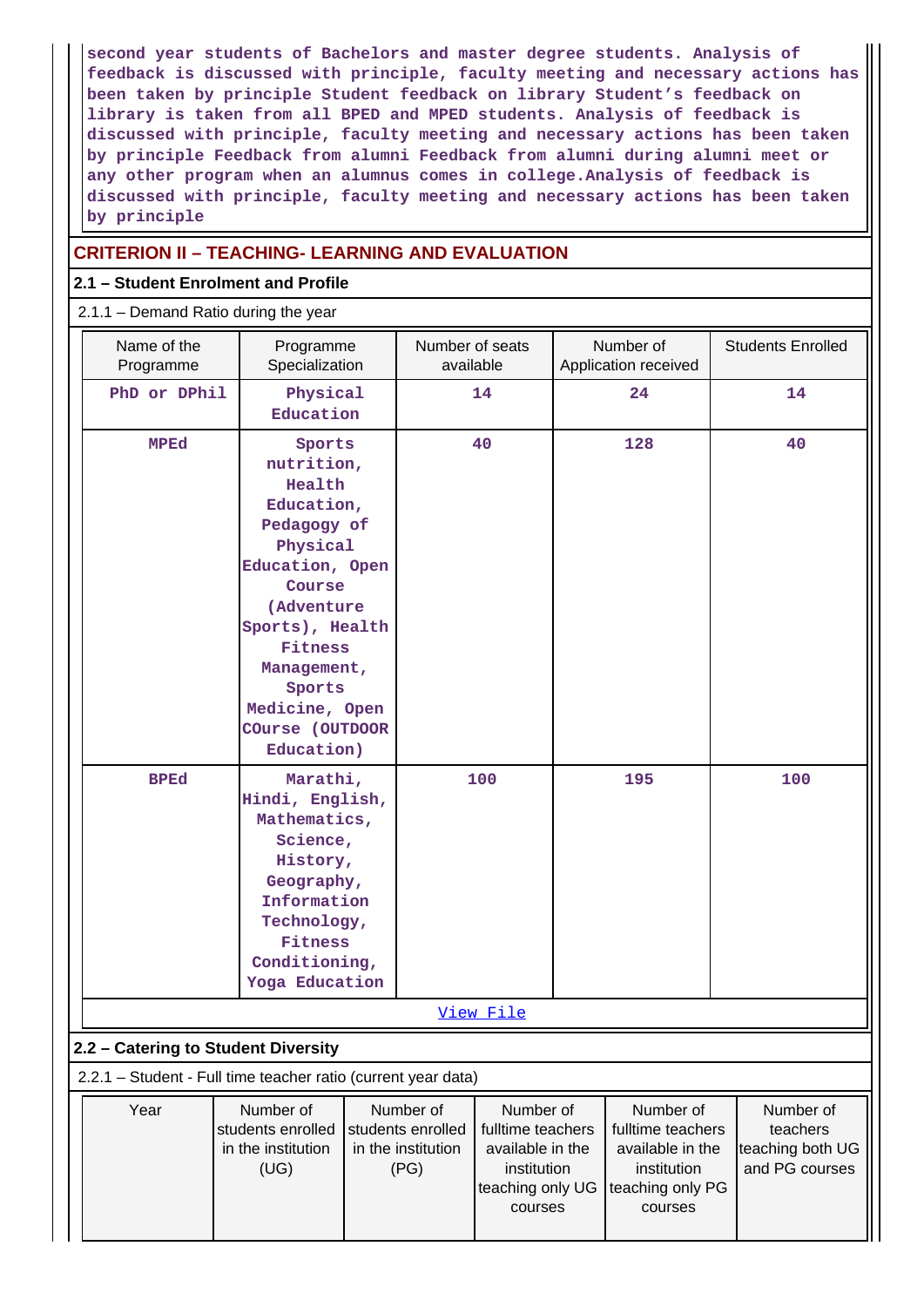second year students of Bachelors and master degree students. Analysis of feedback is discussed with principle, faculty meeting and necessary actions has been taken by principle Student feedback on library Student's feedback on library is taken from all BPED and MPED students. Analysis of feedback is discussed with principle, faculty meeting and necessary actions has been taken by principle Feedback from alumni Feedback from alumni during alumni meet or any other program when an alumnus comes in college.Analysis of feedback is discussed with principle, faculty meeting and necessary actions has been taken by principle

## CRITERION II – TEACHING- LEARNING AND EVALUATION

### 2.1 – Student Enrolment and Profile

2.1.1 – Demand Ratio during the year

| Name of the Programme | Programme Specialization | Number of seats available | Number of Application received | Students Enrolled |
|---|---|---|---|---|
| PhD or DPhil | Physical Education | 14 | 24 | 14 |
| MPEd | Sports nutrition, Health Education, Pedagogy of Physical Education, Open Course (Adventure Sports), Health Fitness Management, Sports Medicine, Open COurse (OUTDOOR Education) | 40 | 128 | 40 |
| BPEd | Marathi, Hindi, English, Mathematics, Science, History, Geography, Information Technology, Fitness Conditioning, Yoga Education | 100 | 195 | 100 |

View File

### 2.2 – Catering to Student Diversity

2.2.1 – Student - Full time teacher ratio (current year data)

| Year | Number of students enrolled in the institution (UG) | Number of students enrolled in the institution (PG) | Number of fulltime teachers available in the institution teaching only UG courses | Number of fulltime teachers available in the institution teaching only PG courses | Number of teachers teaching both UG and PG courses |
|---|---|---|---|---|---|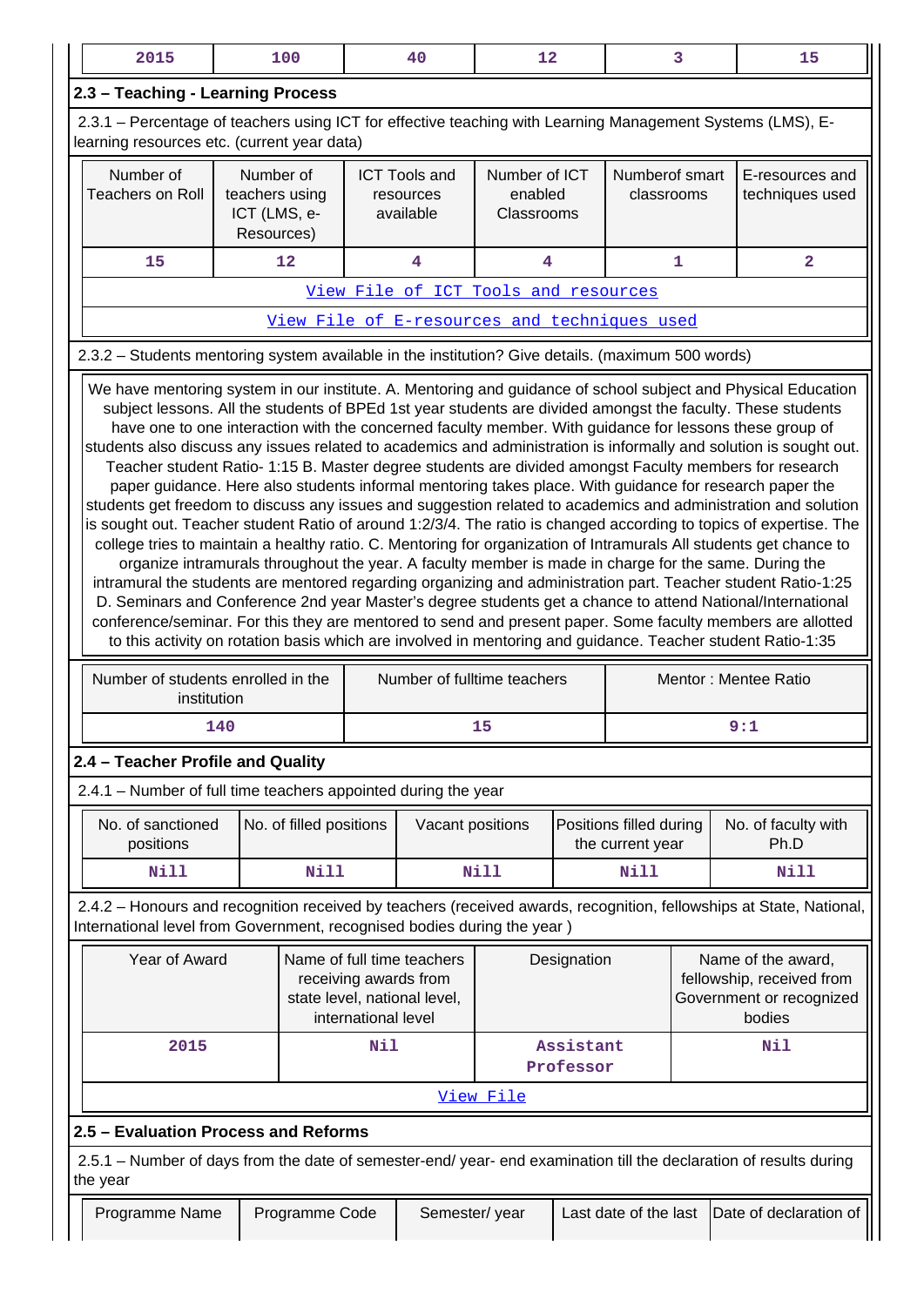| 2015 | 100 | 40 | 12 | 3 | 15 |
|---|---|---|---|---|---|

### 2.3 – Teaching - Learning Process

2.3.1 – Percentage of teachers using ICT for effective teaching with Learning Management Systems (LMS), E-learning resources etc. (current year data)

| Number of Teachers on Roll | Number of teachers using ICT (LMS, e-Resources) | ICT Tools and resources available | Number of ICT enabled Classrooms | Numberof smart classrooms | E-resources and techniques used |
|---|---|---|---|---|---|
| 15 | 12 | 4 | 4 | 1 | 2 |
| View File of ICT Tools and resources | | | | | |
| View File of E-resources and techniques used | | | | | |

2.3.2 – Students mentoring system available in the institution? Give details. (maximum 500 words)

We have mentoring system in our institute. A. Mentoring and guidance of school subject and Physical Education subject lessons. All the students of BPEd 1st year students are divided amongst the faculty. These students have one to one interaction with the concerned faculty member. With guidance for lessons these group of students also discuss any issues related to academics and administration is informally and solution is sought out. Teacher student Ratio- 1:15 B. Master degree students are divided amongst Faculty members for research paper guidance. Here also students informal mentoring takes place. With guidance for research paper the students get freedom to discuss any issues and suggestion related to academics and administration and solution is sought out. Teacher student Ratio of around 1:2/3/4. The ratio is changed according to topics of expertise. The college tries to maintain a healthy ratio. C. Mentoring for organization of Intramurals All students get chance to organize intramurals throughout the year. A faculty member is made in charge for the same. During the intramural the students are mentored regarding organizing and administration part. Teacher student Ratio-1:25 D. Seminars and Conference 2nd year Master's degree students get a chance to attend National/International conference/seminar. For this they are mentored to send and present paper. Some faculty members are allotted to this activity on rotation basis which are involved in mentoring and guidance. Teacher student Ratio-1:35

| Number of students enrolled in the institution | Number of fulltime teachers | Mentor : Mentee Ratio |
|---|---|---|
| 140 | 15 | 9:1 |

### 2.4 – Teacher Profile and Quality

2.4.1 – Number of full time teachers appointed during the year

| No. of sanctioned positions | No. of filled positions | Vacant positions | Positions filled during the current year | No. of faculty with Ph.D |
|---|---|---|---|---|
| Nill | Nill | Nill | Nill | Nill |

2.4.2 – Honours and recognition received by teachers (received awards, recognition, fellowships at State, National, International level from Government, recognised bodies during the year )

| Year of Award | Name of full time teachers receiving awards from state level, national level, international level | Designation | Name of the award, fellowship, received from Government or recognized bodies |
|---|---|---|---|
| 2015 | Nil | Assistant Professor | Nil |
| View File | | | |

### 2.5 – Evaluation Process and Reforms

2.5.1 – Number of days from the date of semester-end/ year- end examination till the declaration of results during the year

| Programme Name | Programme Code | Semester/ year | Last date of the last | Date of declaration of |
|---|---|---|---|---|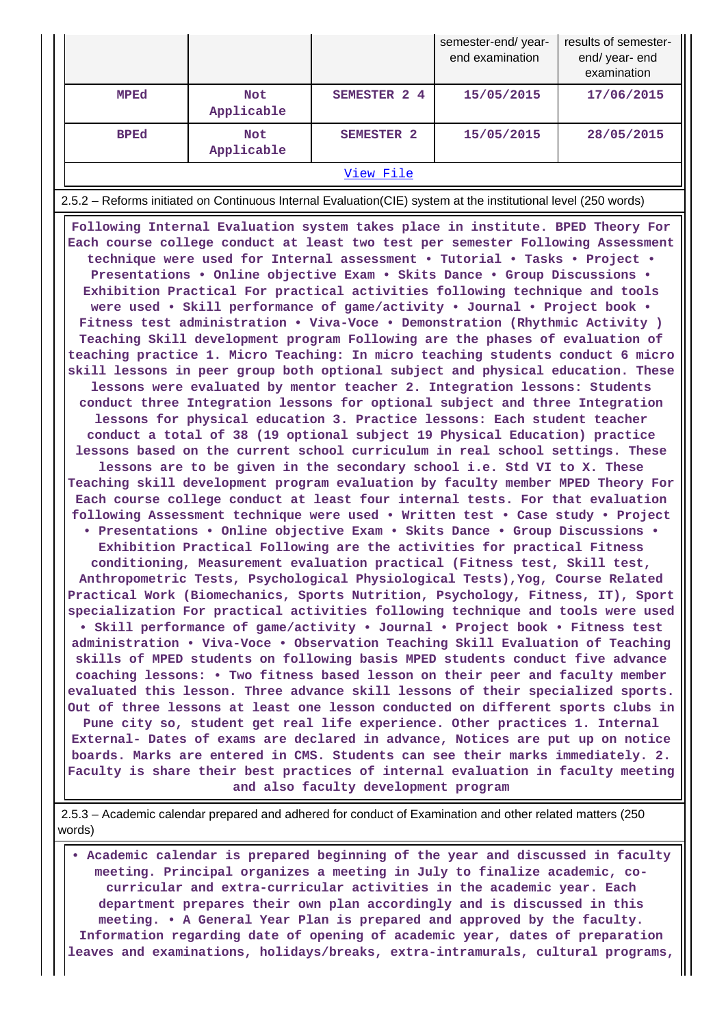| | | | semester-end/ year-end examination | results of semester-end/ year- end examination |
|---|---|---|---|---|
| MPEd | Not Applicable | SEMESTER 2 4 | 15/05/2015 | 17/06/2015 |
| BPEd | Not Applicable | SEMESTER 2 | 15/05/2015 | 28/05/2015 |

[View File]

2.5.2 – Reforms initiated on Continuous Internal Evaluation(CIE) system at the institutional level (250 words)

Following Internal Evaluation system takes place in institute. BPED Theory For Each course college conduct at least two test per semester Following Assessment technique were used for Internal assessment • Tutorial • Tasks • Project • Presentations • Online objective Exam • Skits Dance • Group Discussions • Exhibition Practical For practical activities following technique and tools were used • Skill performance of game/activity • Journal • Project book • Fitness test administration • Viva-Voce • Demonstration (Rhythmic Activity ) Teaching Skill development program Following are the phases of evaluation of teaching practice 1. Micro Teaching: In micro teaching students conduct 6 micro skill lessons in peer group both optional subject and physical education. These lessons were evaluated by mentor teacher 2. Integration lessons: Students conduct three Integration lessons for optional subject and three Integration lessons for physical education 3. Practice lessons: Each student teacher conduct a total of 38 (19 optional subject 19 Physical Education) practice lessons based on the current school curriculum in real school settings. These lessons are to be given in the secondary school i.e. Std VI to X. These Teaching skill development program evaluation by faculty member MPED Theory For Each course college conduct at least four internal tests. For that evaluation following Assessment technique were used • Written test • Case study • Project • Presentations • Online objective Exam • Skits Dance • Group Discussions • Exhibition Practical Following are the activities for practical Fitness conditioning, Measurement evaluation practical (Fitness test, Skill test, Anthropometric Tests, Psychological Physiological Tests),Yog, Course Related Practical Work (Biomechanics, Sports Nutrition, Psychology, Fitness, IT), Sport specialization For practical activities following technique and tools were used • Skill performance of game/activity • Journal • Project book • Fitness test administration • Viva-Voce • Observation Teaching Skill Evaluation of Teaching skills of MPED students on following basis MPED students conduct five advance coaching lessons: • Two fitness based lesson on their peer and faculty member evaluated this lesson. Three advance skill lessons of their specialized sports. Out of three lessons at least one lesson conducted on different sports clubs in Pune city so, student get real life experience. Other practices 1. Internal External- Dates of exams are declared in advance, Notices are put up on notice boards. Marks are entered in CMS. Students can see their marks immediately. 2. Faculty is share their best practices of internal evaluation in faculty meeting and also faculty development program

2.5.3 – Academic calendar prepared and adhered for conduct of Examination and other related matters (250 words)

• Academic calendar is prepared beginning of the year and discussed in faculty meeting. Principal organizes a meeting in July to finalize academic, co-curricular and extra-curricular activities in the academic year. Each department prepares their own plan accordingly and is discussed in this meeting. • A General Year Plan is prepared and approved by the faculty. Information regarding date of opening of academic year, dates of preparation leaves and examinations, holidays/breaks, extra-intramurals, cultural programs,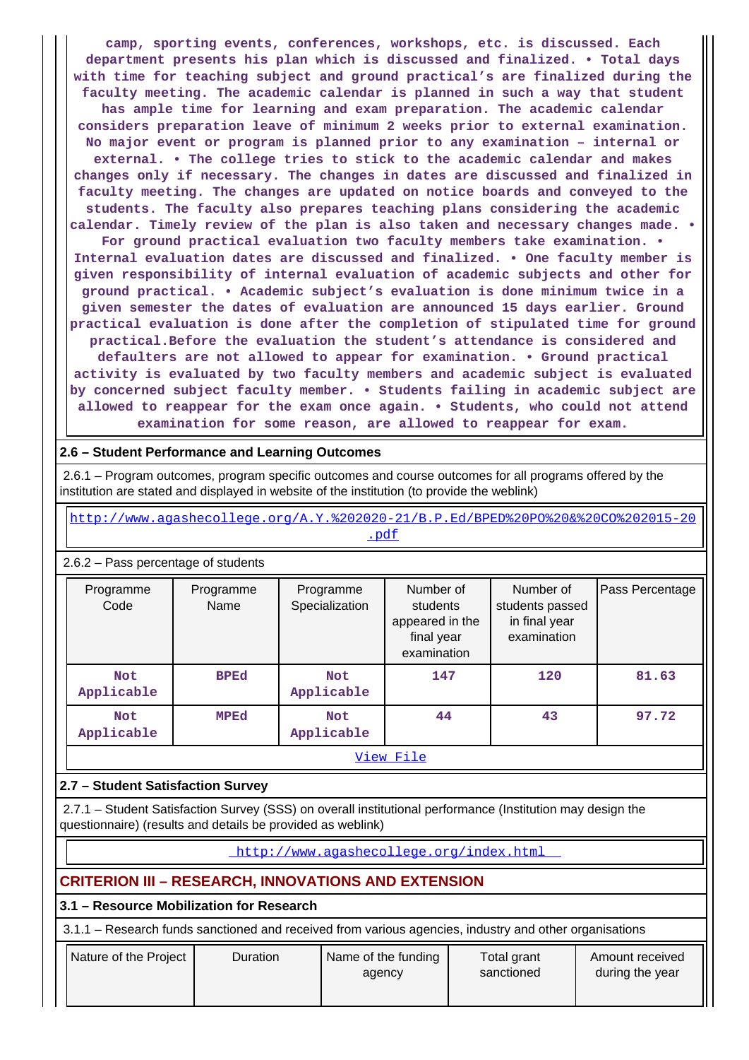camp, sporting events, conferences, workshops, etc. is discussed. Each department presents his plan which is discussed and finalized. • Total days with time for teaching subject and ground practical's are finalized during the faculty meeting. The academic calendar is planned in such a way that student has ample time for learning and exam preparation. The academic calendar considers preparation leave of minimum 2 weeks prior to external examination. No major event or program is planned prior to any examination – internal or external. • The college tries to stick to the academic calendar and makes changes only if necessary. The changes in dates are discussed and finalized in faculty meeting. The changes are updated on notice boards and conveyed to the students. The faculty also prepares teaching plans considering the academic calendar. Timely review of the plan is also taken and necessary changes made. • For ground practical evaluation two faculty members take examination. • Internal evaluation dates are discussed and finalized. • One faculty member is given responsibility of internal evaluation of academic subjects and other for ground practical. • Academic subject's evaluation is done minimum twice in a given semester the dates of evaluation are announced 15 days earlier. Ground practical evaluation is done after the completion of stipulated time for ground practical.Before the evaluation the student's attendance is considered and defaulters are not allowed to appear for examination. • Ground practical activity is evaluated by two faculty members and academic subject is evaluated by concerned subject faculty member. • Students failing in academic subject are allowed to reappear for the exam once again. • Students, who could not attend examination for some reason, are allowed to reappear for exam.

## 2.6 – Student Performance and Learning Outcomes

2.6.1 – Program outcomes, program specific outcomes and course outcomes for all programs offered by the institution are stated and displayed in website of the institution (to provide the weblink)

http://www.agashecollege.org/A.Y.%202020-21/B.P.Ed/BPED%20PO%20&%20CO%202015-20.pdf

2.6.2 – Pass percentage of students

| Programme Code | Programme Name | Programme Specialization | Number of students appeared in the final year examination | Number of students passed in final year examination | Pass Percentage |
|---|---|---|---|---|---|
| Not Applicable | BPEd | Not Applicable | 147 | 120 | 81.63 |
| Not Applicable | MPEd | Not Applicable | 44 | 43 | 97.72 |

View File

## 2.7 – Student Satisfaction Survey

2.7.1 – Student Satisfaction Survey (SSS) on overall institutional performance (Institution may design the questionnaire) (results and details be provided as weblink)

http://www.agashecollege.org/index.html

# CRITERION III – RESEARCH, INNOVATIONS AND EXTENSION

## 3.1 – Resource Mobilization for Research

3.1.1 – Research funds sanctioned and received from various agencies, industry and other organisations

| Nature of the Project | Duration | Name of the funding agency | Total grant sanctioned | Amount received during the year |
|---|---|---|---|---|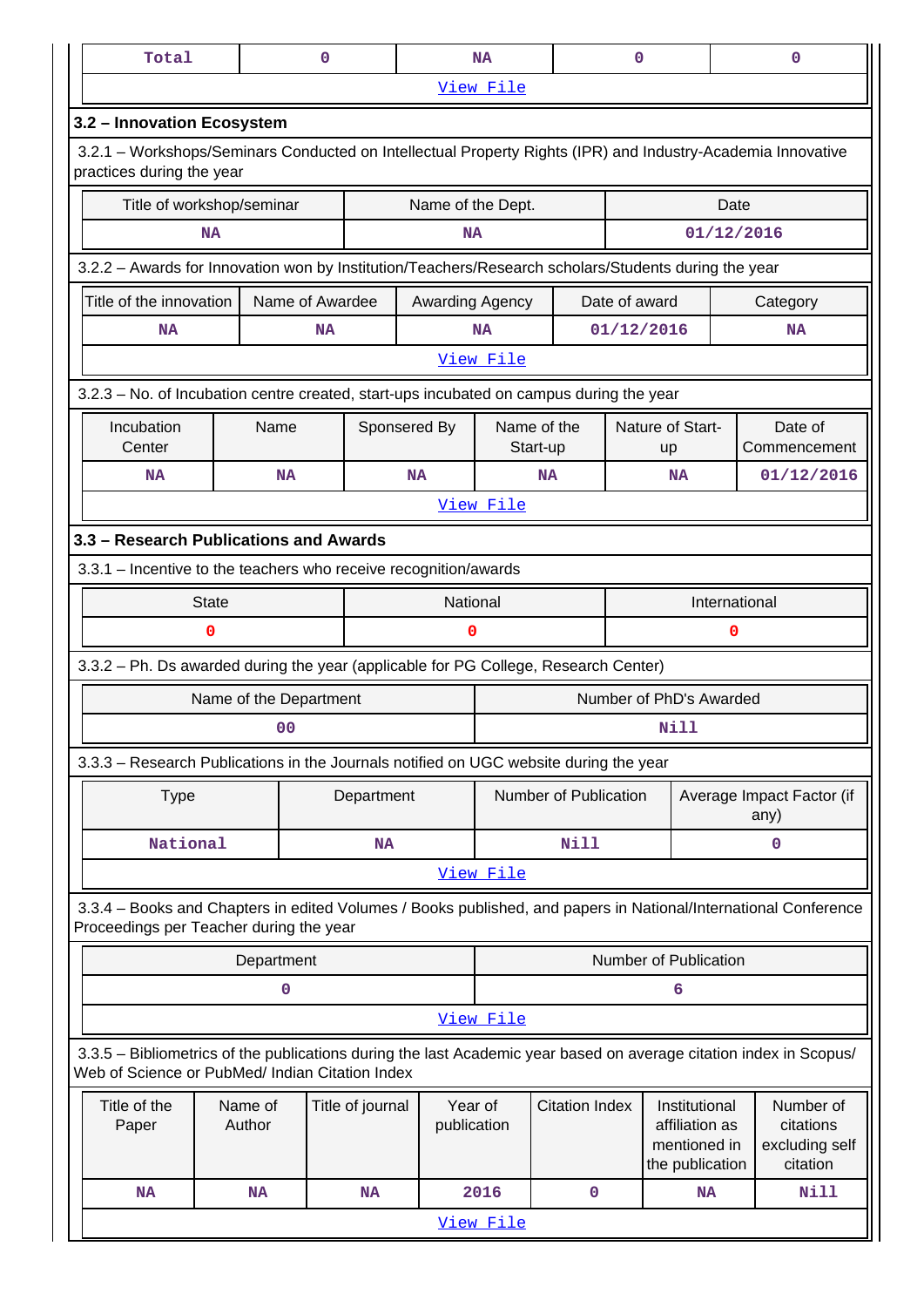| Total | 0 | NA | 0 | 0 |
|---|---|---|---|---|

View File

### 3.2 – Innovation Ecosystem

3.2.1 – Workshops/Seminars Conducted on Intellectual Property Rights (IPR) and Industry-Academia Innovative practices during the year

| Title of workshop/seminar | Name of the Dept. | Date |
|---|---|---|
| NA | NA | 01/12/2016 |

3.2.2 – Awards for Innovation won by Institution/Teachers/Research scholars/Students during the year

| Title of the innovation | Name of Awardee | Awarding Agency | Date of award | Category |
|---|---|---|---|---|
| NA | NA | NA | 01/12/2016 | NA |

View File

3.2.3 – No. of Incubation centre created, start-ups incubated on campus during the year

| Incubation Center | Name | Sponsered By | Name of the Start-up | Nature of Start-up | Date of Commencement |
|---|---|---|---|---|---|
| NA | NA | NA | NA | NA | 01/12/2016 |

View File

### 3.3 – Research Publications and Awards

3.3.1 – Incentive to the teachers who receive recognition/awards

| State | National | International |
|---|---|---|
| 0 | 0 | 0 |

3.3.2 – Ph. Ds awarded during the year (applicable for PG College, Research Center)

| Name of the Department | Number of PhD's Awarded |
|---|---|
| 00 | Nill |

3.3.3 – Research Publications in the Journals notified on UGC website during the year

| Type | Department | Number of Publication | Average Impact Factor (if any) |
|---|---|---|---|
| National | NA | Nill | 0 |

View File

3.3.4 – Books and Chapters in edited Volumes / Books published, and papers in National/International Conference Proceedings per Teacher during the year

| Department | Number of Publication |
|---|---|
| 0 | 6 |

View File

3.3.5 – Bibliometrics of the publications during the last Academic year based on average citation index in Scopus/ Web of Science or PubMed/ Indian Citation Index

| Title of the Paper | Name of Author | Title of journal | Year of publication | Citation Index | Institutional affiliation as mentioned in the publication | Number of citations excluding self citation |
|---|---|---|---|---|---|---|
| NA | NA | NA | 2016 | 0 | NA | Nill |

View File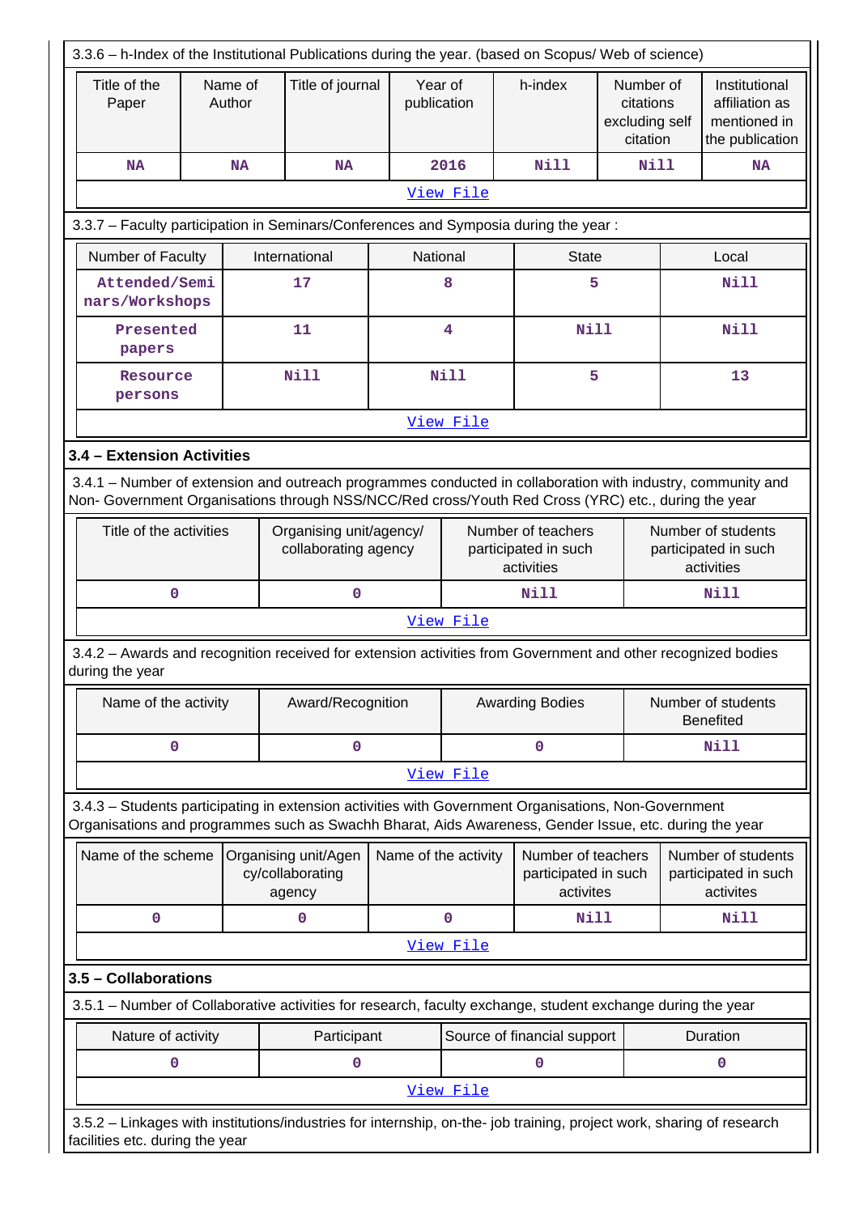3.3.6 – h-Index of the Institutional Publications during the year. (based on Scopus/ Web of science)

| Title of the Paper | Name of Author | Title of journal | Year of publication | h-index | Number of citations excluding self citation | Institutional affiliation as mentioned in the publication |
|---|---|---|---|---|---|---|
| NA | NA | NA | 2016 | Nill | Nill | NA |

View File

3.3.7 – Faculty participation in Seminars/Conferences and Symposia during the year :

| Number of Faculty | International | National | State | Local |
|---|---|---|---|---|
| Attended/Seminars/Workshops | 17 | 8 | 5 | Nill |
| Presented papers | 11 | 4 | Nill | Nill |
| Resource persons | Nill | Nill | 5 | 13 |

View File

### 3.4 – Extension Activities

3.4.1 – Number of extension and outreach programmes conducted in collaboration with industry, community and Non- Government Organisations through NSS/NCC/Red cross/Youth Red Cross (YRC) etc., during the year

| Title of the activities | Organising unit/agency/ collaborating agency | Number of teachers participated in such activities | Number of students participated in such activities |
|---|---|---|---|
| 0 | 0 | Nill | Nill |

View File

3.4.2 – Awards and recognition received for extension activities from Government and other recognized bodies during the year

| Name of the activity | Award/Recognition | Awarding Bodies | Number of students Benefited |
|---|---|---|---|
| 0 | 0 | 0 | Nill |

View File

3.4.3 – Students participating in extension activities with Government Organisations, Non-Government Organisations and programmes such as Swachh Bharat, Aids Awareness, Gender Issue, etc. during the year

| Name of the scheme | Organising unit/Agency/collaborating agency | Name of the activity | Number of teachers participated in such activites | Number of students participated in such activites |
|---|---|---|---|---|
| 0 | 0 | 0 | Nill | Nill |

View File

### 3.5 – Collaborations

3.5.1 – Number of Collaborative activities for research, faculty exchange, student exchange during the year

| Nature of activity | Participant | Source of financial support | Duration |
|---|---|---|---|
| 0 | 0 | 0 | 0 |

View File

3.5.2 – Linkages with institutions/industries for internship, on-the- job training, project work, sharing of research facilities etc. during the year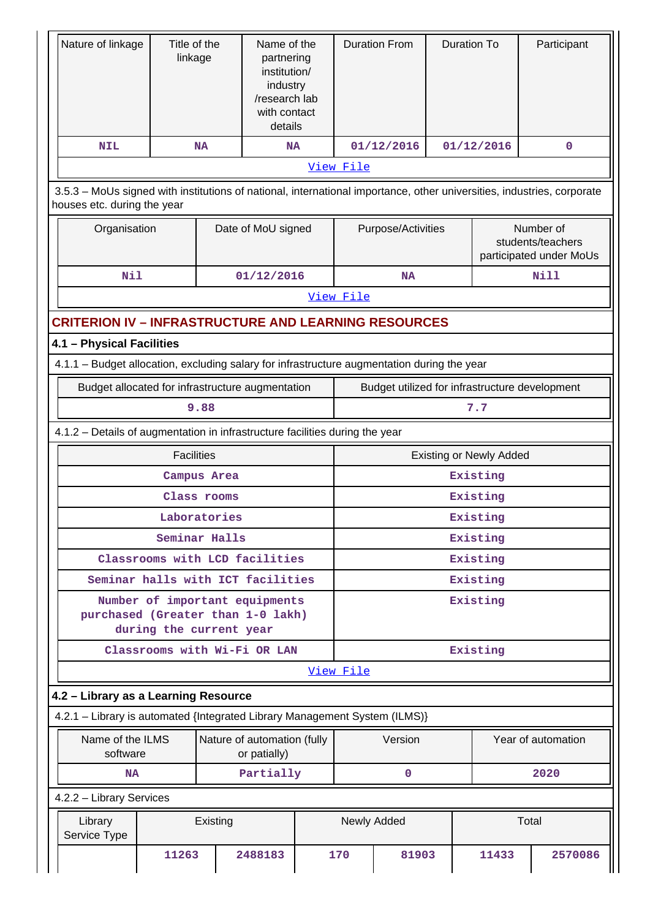| Nature of linkage | Title of the linkage | Name of the partnering institution/ industry /research lab with contact details | Duration From | Duration To | Participant |
|---|---|---|---|---|---|
| NIL | NA | NA | 01/12/2016 | 01/12/2016 | 0 |
| View File | | | | | |

3.5.3 – MoUs signed with institutions of national, international importance, other universities, industries, corporate houses etc. during the year

| Organisation | Date of MoU signed | Purpose/Activities | Number of students/teachers participated under MoUs |
|---|---|---|---|
| Nil | 01/12/2016 | NA | Nill |
| View File | | | |

## CRITERION IV – INFRASTRUCTURE AND LEARNING RESOURCES

### 4.1 – Physical Facilities

4.1.1 – Budget allocation, excluding salary for infrastructure augmentation during the year

| Budget allocated for infrastructure augmentation | Budget utilized for infrastructure development |
|---|---|
| 9.88 | 7.7 |

4.1.2 – Details of augmentation in infrastructure facilities during the year

| Facilities | Existing or Newly Added |
|---|---|
| Campus Area | Existing |
| Class rooms | Existing |
| Laboratories | Existing |
| Seminar Halls | Existing |
| Classrooms with LCD facilities | Existing |
| Seminar halls with ICT facilities | Existing |
| Number of important equipments purchased (Greater than 1-0 lakh) during the current year | Existing |
| Classrooms with Wi-Fi OR LAN | Existing |
| View File | |

### 4.2 – Library as a Learning Resource

4.2.1 – Library is automated {Integrated Library Management System (ILMS)}

| Name of the ILMS software | Nature of automation (fully or patially) | Version | Year of automation |
|---|---|---|---|
| NA | Partially | 0 | 2020 |

4.2.2 – Library Services

| Library Service Type | Existing | | Newly Added | | Total | |
|---|---|---|---|---|---|---|
| | 11263 | 2488183 | 170 | 81903 | 11433 | 2570086 |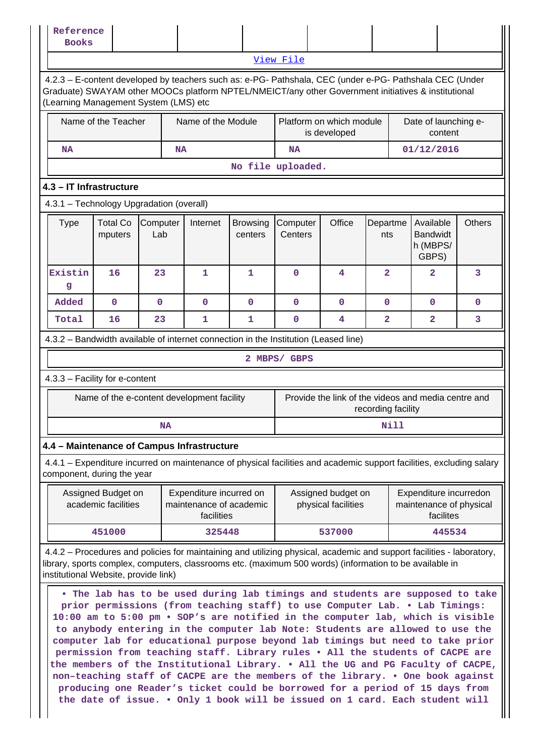| Reference Books | | | | | | |
|---|---|---|---|---|---|---|

View File

4.2.3 – E-content developed by teachers such as: e-PG- Pathshala, CEC (under e-PG- Pathshala CEC (Under Graduate) SWAYAM other MOOCs platform NPTEL/NMEICT/any other Government initiatives & institutional (Learning Management System (LMS) etc

| Name of the Teacher | Name of the Module | Platform on which module is developed | Date of launching e-content |
|---|---|---|---|
| NA | NA | NA | 01/12/2016 |

No file uploaded.

### 4.3 – IT Infrastructure

4.3.1 – Technology Upgradation (overall)

| Type | Total Computers | Computer Lab | Internet | Browsing centers | Computer Centers | Office | Departments | Available Bandwidth (MBPS/ GBPS) | Others |
|---|---|---|---|---|---|---|---|---|---|
| Existing | 16 | 23 | 1 | 1 | 0 | 4 | 2 | 2 | 3 |
| Added | 0 | 0 | 0 | 0 | 0 | 0 | 0 | 0 | 0 |
| Total | 16 | 23 | 1 | 1 | 0 | 4 | 2 | 2 | 3 |

4.3.2 – Bandwidth available of internet connection in the Institution (Leased line)

2 MBPS/ GBPS

4.3.3 – Facility for e-content

| Name of the e-content development facility | Provide the link of the videos and media centre and recording facility |
|---|---|
| NA | Nill |

### 4.4 – Maintenance of Campus Infrastructure

4.4.1 – Expenditure incurred on maintenance of physical facilities and academic support facilities, excluding salary component, during the year

| Assigned Budget on academic facilities | Expenditure incurred on maintenance of academic facilities | Assigned budget on physical facilities | Expenditure incurredon maintenance of physical facilites |
|---|---|---|---|
| 451000 | 325448 | 537000 | 445534 |

4.4.2 – Procedures and policies for maintaining and utilizing physical, academic and support facilities - laboratory, library, sports complex, computers, classrooms etc. (maximum 500 words) (information to be available in institutional Website, provide link)

• The lab has to be used during lab timings and students are supposed to take prior permissions (from teaching staff) to use Computer Lab. • Lab Timings: 10:00 am to 5:00 pm • SOP's are notified in the computer lab, which is visible to anybody entering in the computer lab Note: Students are allowed to use the computer lab for educational purpose beyond lab timings but need to take prior permission from teaching staff. Library rules • All the students of CACPE are the members of the Institutional Library. • All the UG and PG Faculty of CACPE, non–teaching staff of CACPE are the members of the library. • One book against producing one Reader's ticket could be borrowed for a period of 15 days from the date of issue. • Only 1 book will be issued on 1 card. Each student will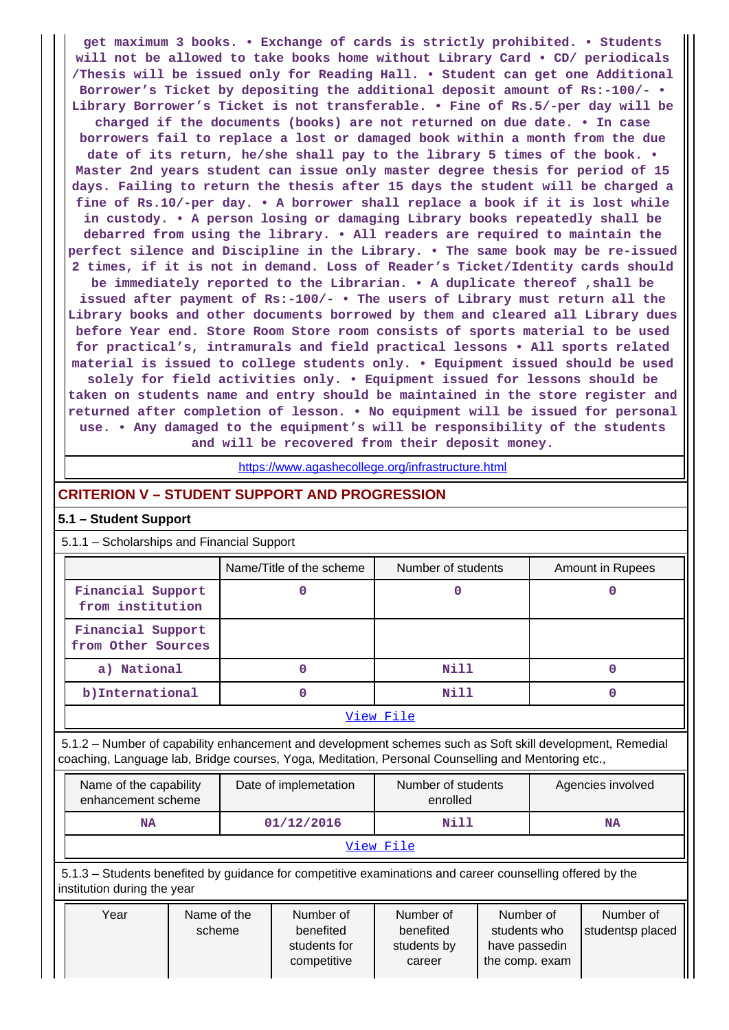get maximum 3 books. • Exchange of cards is strictly prohibited. • Students will not be allowed to take books home without Library Card • CD/ periodicals /Thesis will be issued only for Reading Hall. • Student can get one Additional Borrower's Ticket by depositing the additional deposit amount of Rs:-100/- • Library Borrower's Ticket is not transferable. • Fine of Rs.5/-per day will be charged if the documents (books) are not returned on due date. • In case borrowers fail to replace a lost or damaged book within a month from the due date of its return, he/she shall pay to the library 5 times of the book. • Master 2nd years student can issue only master degree thesis for period of 15 days. Failing to return the thesis after 15 days the student will be charged a fine of Rs.10/-per day. • A borrower shall replace a book if it is lost while in custody. • A person losing or damaging Library books repeatedly shall be debarred from using the library. • All readers are required to maintain the perfect silence and Discipline in the Library. • The same book may be re-issued 2 times, if it is not in demand. Loss of Reader's Ticket/Identity cards should be immediately reported to the Librarian. • A duplicate thereof ,shall be issued after payment of Rs:-100/- • The users of Library must return all the Library books and other documents borrowed by them and cleared all Library dues before Year end. Store Room Store room consists of sports material to be used for practical's, intramurals and field practical lessons • All sports related material is issued to college students only. • Equipment issued should be used solely for field activities only. • Equipment issued for lessons should be taken on students name and entry should be maintained in the store register and returned after completion of lesson. • No equipment will be issued for personal use. • Any damaged to the equipment's will be responsibility of the students and will be recovered from their deposit money.

https://www.agashecollege.org/infrastructure.html

## CRITERION V – STUDENT SUPPORT AND PROGRESSION

### 5.1 – Student Support

5.1.1 – Scholarships and Financial Support

| | Name/Title of the scheme | Number of students | Amount in Rupees |
|---|---|---|---|
| Financial Support from institution | 0 | 0 | 0 |
| Financial Support from Other Sources | | | |
| a) National | 0 | Nill | 0 |
| b)International | 0 | Nill | 0 |

View File

5.1.2 – Number of capability enhancement and development schemes such as Soft skill development, Remedial coaching, Language lab, Bridge courses, Yoga, Meditation, Personal Counselling and Mentoring etc.,

| Name of the capability enhancement scheme | Date of implemetation | Number of students enrolled | Agencies involved |
|---|---|---|---|
| NA | 01/12/2016 | Nill | NA |

View File

5.1.3 – Students benefited by guidance for competitive examinations and career counselling offered by the institution during the year

| Year | Name of the scheme | Number of benefited students for competitive | Number of benefited students by career | Number of students who have passedin the comp. exam | Number of studentsp placed |
|---|---|---|---|---|---|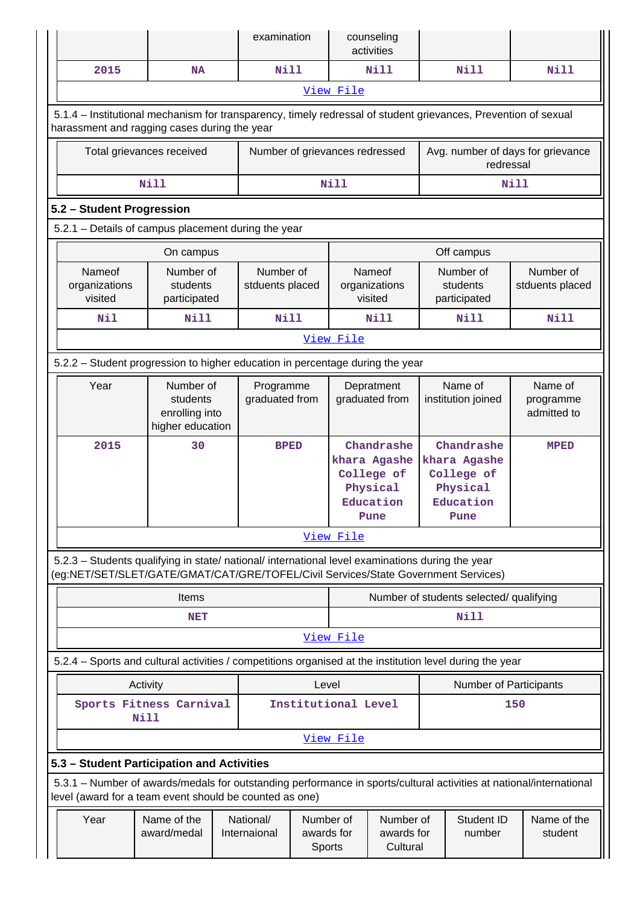| | | examination | counseling activities | | |
|---|---|---|---|---|---|
| 2015 | NA | Nill | Nill | Nill | Nill |
| View File | | | | | |

5.1.4 – Institutional mechanism for transparency, timely redressal of student grievances, Prevention of sexual harassment and ragging cases during the year

| Total grievances received | Number of grievances redressed | Avg. number of days for grievance redressal |
|---|---|---|
| Nill | Nill | Nill |

## 5.2 – Student Progression

5.2.1 – Details of campus placement during the year

| On campus | | | Off campus | | |
|---|---|---|---|---|---|
| Nameof organizations visited | Number of students participated | Number of stduents placed | Nameof organizations visited | Number of students participated | Number of stduents placed |
| Nil | Nill | Nill | Nill | Nill | Nill |
| View File | | | | | |

5.2.2 – Student progression to higher education in percentage during the year

| Year | Number of students enrolling into higher education | Programme graduated from | Depratment graduated from | Name of institution joined | Name of programme admitted to |
|---|---|---|---|---|---|
| 2015 | 30 | BPED | Chandrashekhara Agashe College of Physical Education Pune | Chandrashekhara Agashe College of Physical Education Pune | MPED |
| View File | | | | | |

5.2.3 – Students qualifying in state/ national/ international level examinations during the year (eg:NET/SET/SLET/GATE/GMAT/CAT/GRE/TOFEL/Civil Services/State Government Services)

| Items | Number of students selected/ qualifying |
|---|---|
| NET | Nill |
| View File | |

5.2.4 – Sports and cultural activities / competitions organised at the institution level during the year

| Activity | Level | Number of Participants |
|---|---|---|
| Sports Fitness Carnival Nill | Institutional Level | 150 |
| View File | | |

## 5.3 – Student Participation and Activities

5.3.1 – Number of awards/medals for outstanding performance in sports/cultural activities at national/international level (award for a team event should be counted as one)

| Year | Name of the award/medal | National/ Internaional | Number of awards for Sports | Number of awards for Cultural | Student ID number | Name of the student |
|---|---|---|---|---|---|---|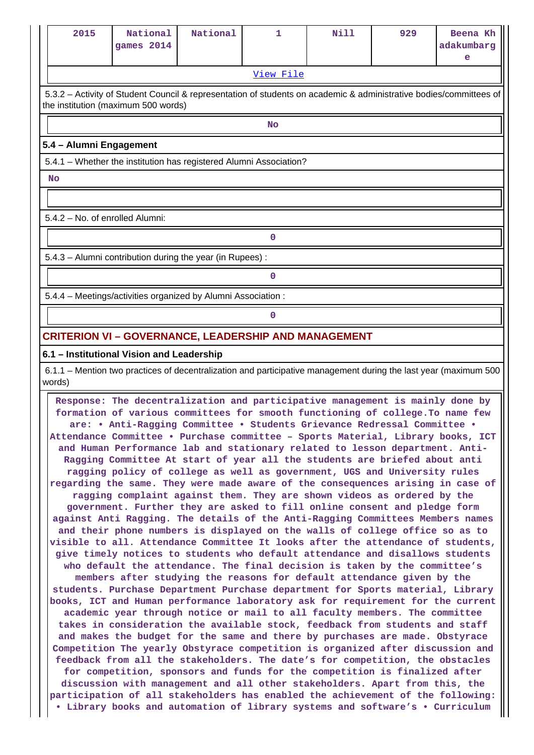| 2015 | National games 2014 | National | 1 | Nill | 929 | Beena Khadakumbarge |
|---|---|---|---|---|---|---|

View File

5.3.2 – Activity of Student Council & representation of students on academic & administrative bodies/committees of the institution (maximum 500 words)

No

## 5.4 – Alumni Engagement

5.4.1 – Whether the institution has registered Alumni Association?

No

5.4.2 – No. of enrolled Alumni:

0

5.4.3 – Alumni contribution during the year (in Rupees) :

0

5.4.4 – Meetings/activities organized by Alumni Association :

0

# CRITERION VI – GOVERNANCE, LEADERSHIP AND MANAGEMENT

## 6.1 – Institutional Vision and Leadership

6.1.1 – Mention two practices of decentralization and participative management during the last year (maximum 500 words)

Response: The decentralization and participative management is mainly done by formation of various committees for smooth functioning of college.To name few are: • Anti-Ragging Committee • Students Grievance Redressal Committee • Attendance Committee • Purchase committee – Sports Material, Library books, ICT and Human Performance lab and stationary related to lesson department. Anti-Ragging Committee At start of year all the students are briefed about anti ragging policy of college as well as government, UGS and University rules regarding the same. They were made aware of the consequences arising in case of ragging complaint against them. They are shown videos as ordered by the government. Further they are asked to fill online consent and pledge form against Anti Ragging. The details of the Anti-Ragging Committees Members names and their phone numbers is displayed on the walls of college office so as to visible to all. Attendance Committee It looks after the attendance of students, give timely notices to students who default attendance and disallows students who default the attendance. The final decision is taken by the committee's members after studying the reasons for default attendance given by the students. Purchase Department Purchase department for Sports material, Library books, ICT and Human performance laboratory ask for requirement for the current academic year through notice or mail to all faculty members. The committee takes in consideration the available stock, feedback from students and staff and makes the budget for the same and there by purchases are made. Obstyrace Competition The yearly Obstyrace competition is organized after discussion and feedback from all the stakeholders. The date's for competition, the obstacles for competition, sponsors and funds for the competition is finalized after discussion with management and all other stakeholders. Apart from this, the participation of all stakeholders has enabled the achievement of the following: • Library books and automation of library systems and software's • Curriculum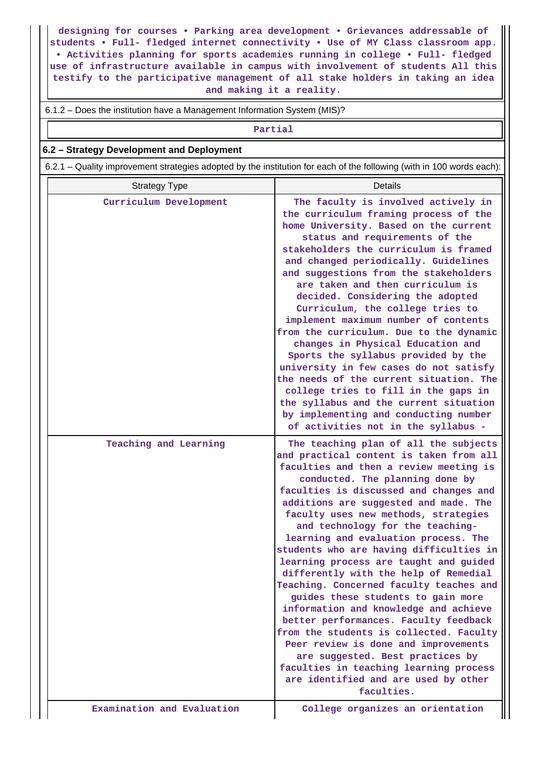designing for courses • Parking area development • Grievances addressable of students • Full- fledged internet connectivity • Use of MY Class classroom app. • Activities planning for sports academies running in college • Full- fledged use of infrastructure available in campus with involvement of students All this testify to the participative management of all stake holders in taking an idea and making it a reality.

6.1.2 – Does the institution have a Management Information System (MIS)?

Partial

## 6.2 – Strategy Development and Deployment

6.2.1 – Quality improvement strategies adopted by the institution for each of the following (with in 100 words each):

| Strategy Type | Details |
|---|---|
| Curriculum Development | The faculty is involved actively in the curriculum framing process of the home University. Based on the current status and requirements of the stakeholders the curriculum is framed and changed periodically. Guidelines and suggestions from the stakeholders are taken and then curriculum is decided. Considering the adopted Curriculum, the college tries to implement maximum number of contents from the curriculum. Due to the dynamic changes in Physical Education and Sports the syllabus provided by the university in few cases do not satisfy the needs of the current situation. The college tries to fill in the gaps in the syllabus and the current situation by implementing and conducting number of activities not in the syllabus - |
| Teaching and Learning | The teaching plan of all the subjects and practical content is taken from all faculties and then a review meeting is conducted. The planning done by faculties is discussed and changes and additions are suggested and made. The faculty uses new methods, strategies and technology for the teaching-learning and evaluation process. The students who are having difficulties in learning process are taught and guided differently with the help of Remedial Teaching. Concerned faculty teaches and guides these students to gain more information and knowledge and achieve better performances. Faculty feedback from the students is collected. Faculty Peer review is done and improvements are suggested. Best practices by faculties in teaching learning process are identified and are used by other faculties. |
| Examination and Evaluation | College organizes an orientation |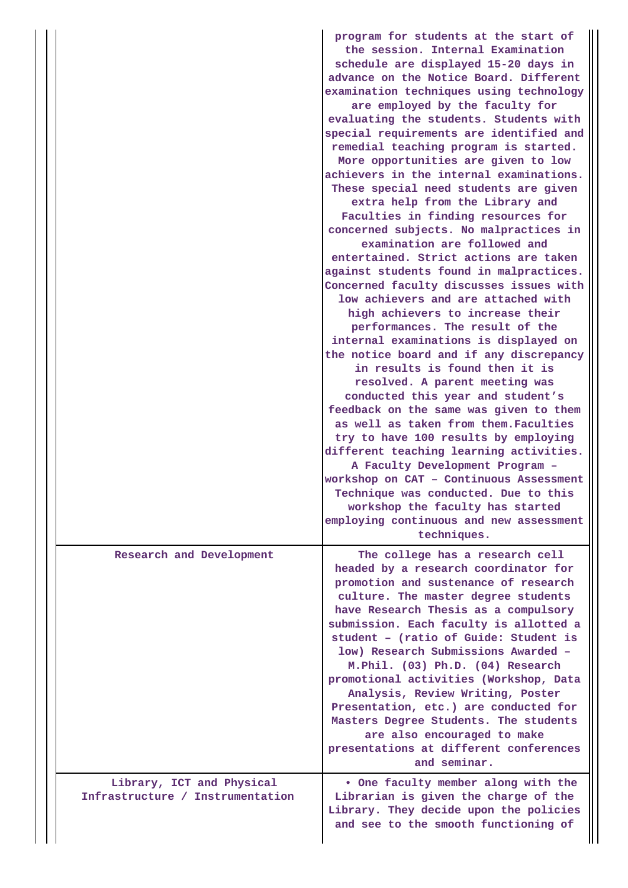| | |
|---|---|
| | program for students at the start of the session. Internal Examination schedule are displayed 15-20 days in advance on the Notice Board. Different examination techniques using technology are employed by the faculty for evaluating the students. Students with special requirements are identified and remedial teaching program is started. More opportunities are given to low achievers in the internal examinations. These special need students are given extra help from the Library and Faculties in finding resources for concerned subjects. No malpractices in examination are followed and entertained. Strict actions are taken against students found in malpractices. Concerned faculty discusses issues with low achievers and are attached with high achievers to increase their performances. The result of the internal examinations is displayed on the notice board and if any discrepancy in results is found then it is resolved. A parent meeting was conducted this year and student's feedback on the same was given to them as well as taken from them.Faculties try to have 100 results by employing different teaching learning activities. A Faculty Development Program – workshop on CAT – Continuous Assessment Technique was conducted. Due to this workshop the faculty has started employing continuous and new assessment techniques. |
| Research and Development | The college has a research cell headed by a research coordinator for promotion and sustenance of research culture. The master degree students have Research Thesis as a compulsory submission. Each faculty is allotted a student – (ratio of Guide: Student is low) Research Submissions Awarded – M.Phil. (03) Ph.D. (04) Research promotional activities (Workshop, Data Analysis, Review Writing, Poster Presentation, etc.) are conducted for Masters Degree Students. The students are also encouraged to make presentations at different conferences and seminar. |
| Library, ICT and Physical Infrastructure / Instrumentation | • One faculty member along with the Librarian is given the charge of the Library. They decide upon the policies and see to the smooth functioning of |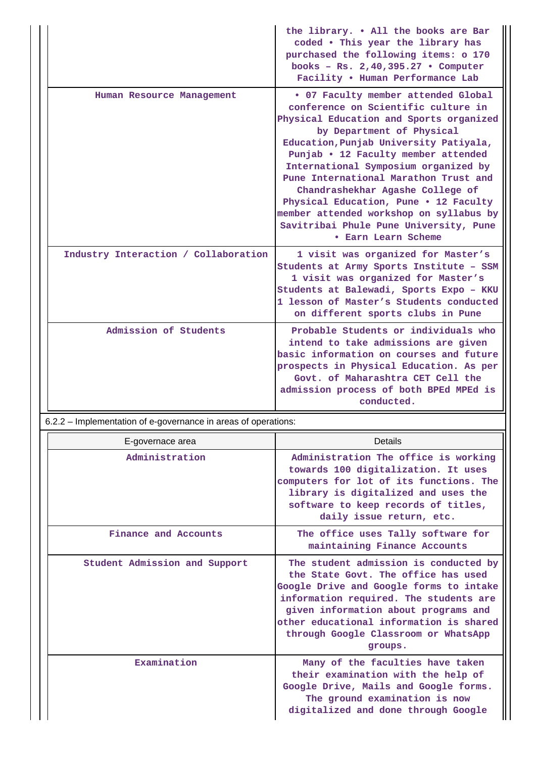| | |
|---|---|
| | the library. • All the books are Bar coded • This year the library has purchased the following items: o 170 books – Rs. 2,40,395.27 • Computer Facility • Human Performance Lab |
| Human Resource Management | • 07 Faculty member attended Global conference on Scientific culture in Physical Education and Sports organized by Department of Physical Education,Punjab University Patiyala, Punjab • 12 Faculty member attended International Symposium organized by Pune International Marathon Trust and Chandrashekhar Agashe College of Physical Education, Pune • 12 Faculty member attended workshop on syllabus by Savitribai Phule Pune University, Pune • Earn Learn Scheme |
| Industry Interaction / Collaboration | 1 visit was organized for Master's Students at Army Sports Institute – SSM 1 visit was organized for Master's Students at Balewadi, Sports Expo – KKU 1 lesson of Master's Students conducted on different sports clubs in Pune |
| Admission of Students | Probable Students or individuals who intend to take admissions are given basic information on courses and future prospects in Physical Education. As per Govt. of Maharashtra CET Cell the admission process of both BPEd MPEd is conducted. |

6.2.2 – Implementation of e-governance in areas of operations:

| E-governace area | Details |
|---|---|
| Administration | Administration The office is working towards 100 digitalization. It uses computers for lot of its functions. The library is digitalized and uses the software to keep records of titles, daily issue return, etc. |
| Finance and Accounts | The office uses Tally software for maintaining Finance Accounts |
| Student Admission and Support | The student admission is conducted by the State Govt. The office has used Google Drive and Google forms to intake information required. The students are given information about programs and other educational information is shared through Google Classroom or WhatsApp groups. |
| Examination | Many of the faculties have taken their examination with the help of Google Drive, Mails and Google forms. The ground examination is now digitalized and done through Google |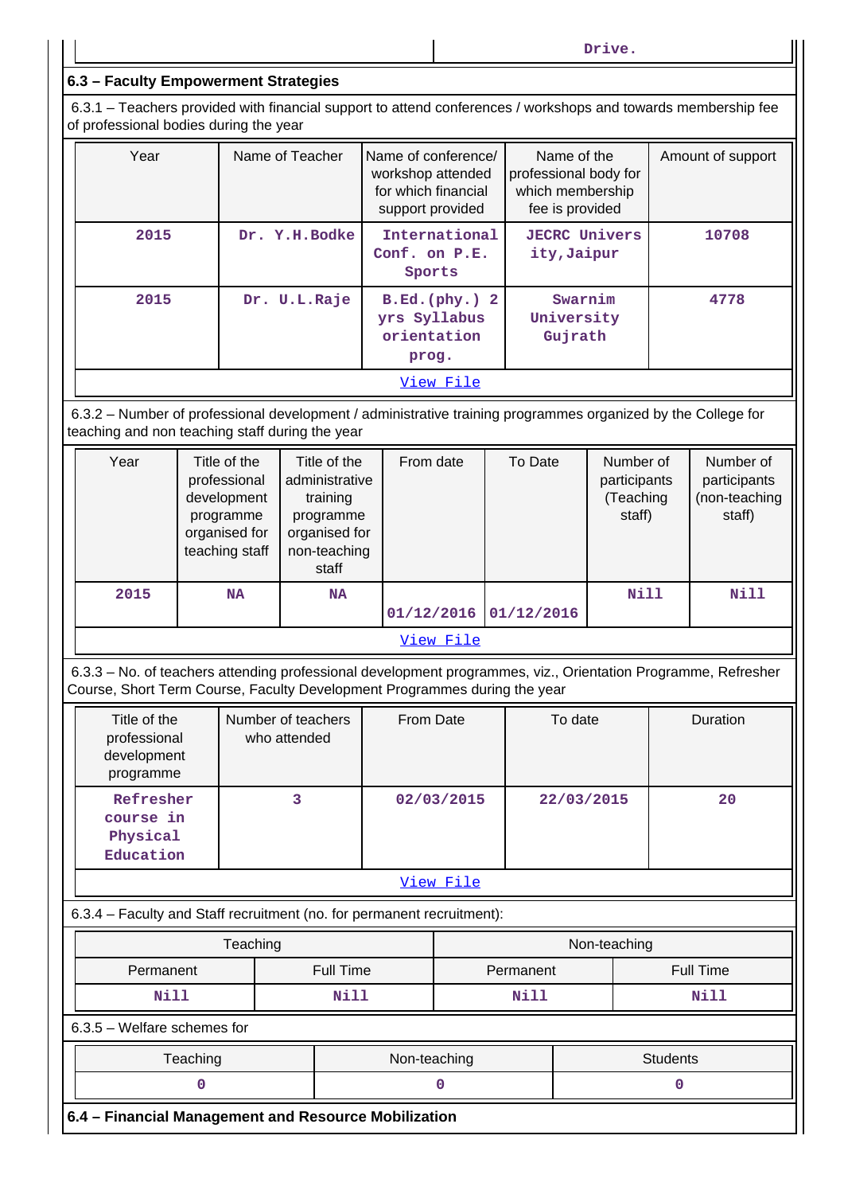| | Drive. |
|---|---|

### 6.3 – Faculty Empowerment Strategies

6.3.1 – Teachers provided with financial support to attend conferences / workshops and towards membership fee of professional bodies during the year

| Year | Name of Teacher | Name of conference/ workshop attended for which financial support provided | Name of the professional body for which membership fee is provided | Amount of support |
|---|---|---|---|---|
| 2015 | Dr. Y.H.Bodke | International Conf. on P.E. Sports | JECRC University,Jaipur | 10708 |
| 2015 | Dr. U.L.Raje | B.Ed.(phy.) 2 yrs Syllabus orientation prog. | Swarnim University Gujrath | 4778 |
| View File | | | | |

6.3.2 – Number of professional development / administrative training programmes organized by the College for teaching and non teaching staff during the year

| Year | Title of the professional development programme organised for teaching staff | Title of the administrative training programme organised for non-teaching staff | From date | To Date | Number of participants (Teaching staff) | Number of participants (non-teaching staff) |
|---|---|---|---|---|---|---|
| 2015 | NA | NA | 01/12/2016 | 01/12/2016 | Nill | Nill |
| View File | | | | | | |

6.3.3 – No. of teachers attending professional development programmes, viz., Orientation Programme, Refresher Course, Short Term Course, Faculty Development Programmes during the year

| Title of the professional development programme | Number of teachers who attended | From Date | To date | Duration |
|---|---|---|---|---|
| Refresher course in Physical Education | 3 | 02/03/2015 | 22/03/2015 | 20 |
| View File | | | | |

6.3.4 – Faculty and Staff recruitment (no. for permanent recruitment):

| Teaching | | Non-teaching | |
|---|---|---|---|
| Permanent | Full Time | Permanent | Full Time |
| Nill | Nill | Nill | Nill |

6.3.5 – Welfare schemes for

| Teaching | Non-teaching | Students |
|---|---|---|
| 0 | 0 | 0 |

### 6.4 – Financial Management and Resource Mobilization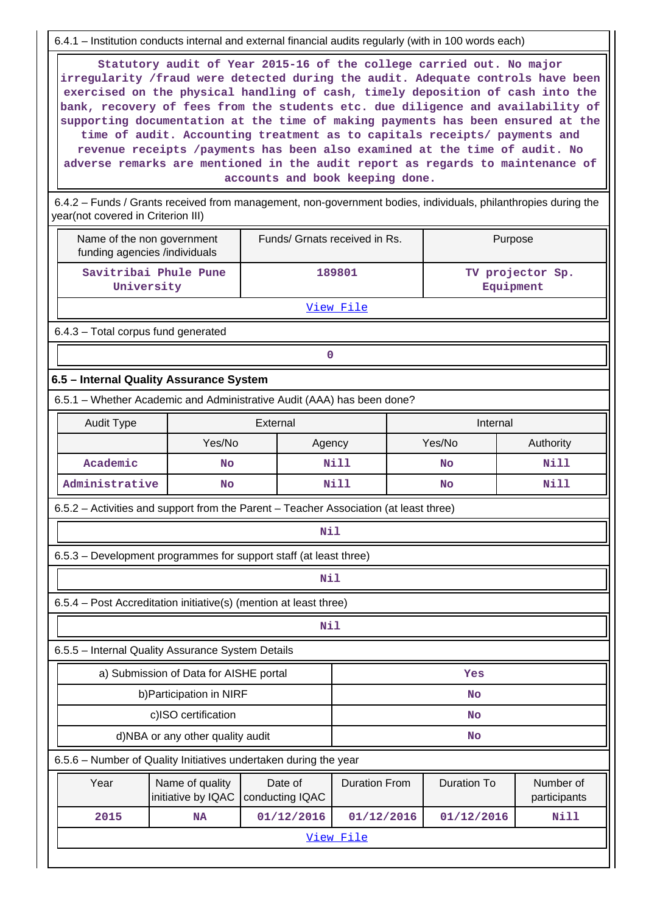6.4.1 – Institution conducts internal and external financial audits regularly (with in 100 words each)

**Statutory audit of Year 2015-16 of the college carried out. No major irregularity /fraud were detected during the audit. Adequate controls have been exercised on the physical handling of cash, timely deposition of cash into the bank, recovery of fees from the students etc. due diligence and availability of supporting documentation at the time of making payments has been ensured at the time of audit. Accounting treatment as to capitals receipts/ payments and revenue receipts /payments has been also examined at the time of audit. No adverse remarks are mentioned in the audit report as regards to maintenance of accounts and book keeping done.**

6.4.2 – Funds / Grants received from management, non-government bodies, individuals, philanthropies during the year(not covered in Criterion III)

| Name of the non government funding agencies /individuals | Funds/ Grnats received in Rs. | Purpose |
|---|---|---|
| Savitribai Phule Pune University | 189801 | TV projector Sp. Equipment |
| View File | | |

6.4.3 – Total corpus fund generated

**0**

### 6.5 – Internal Quality Assurance System

6.5.1 – Whether Academic and Administrative Audit (AAA) has been done?

| Audit Type | External | | Internal | |
|---|---|---|---|---|
| | Yes/No | Agency | Yes/No | Authority |
| Academic | No | Nill | No | Nill |
| Administrative | No | Nill | No | Nill |

6.5.2 – Activities and support from the Parent – Teacher Association (at least three)

**Nil**

6.5.3 – Development programmes for support staff (at least three)

**Nil**

6.5.4 – Post Accreditation initiative(s) (mention at least three)

**Nil**

6.5.5 – Internal Quality Assurance System Details

| | |
|---|---|
| a) Submission of Data for AISHE portal | Yes |
| b)Participation in NIRF | No |
| c)ISO certification | No |
| d)NBA or any other quality audit | No |

6.5.6 – Number of Quality Initiatives undertaken during the year

| Year | Name of quality initiative by IQAC | Date of conducting IQAC | Duration From | Duration To | Number of participants |
|---|---|---|---|---|---|
| 2015 | NA | 01/12/2016 | 01/12/2016 | 01/12/2016 | Nill |
| View File | | | | | |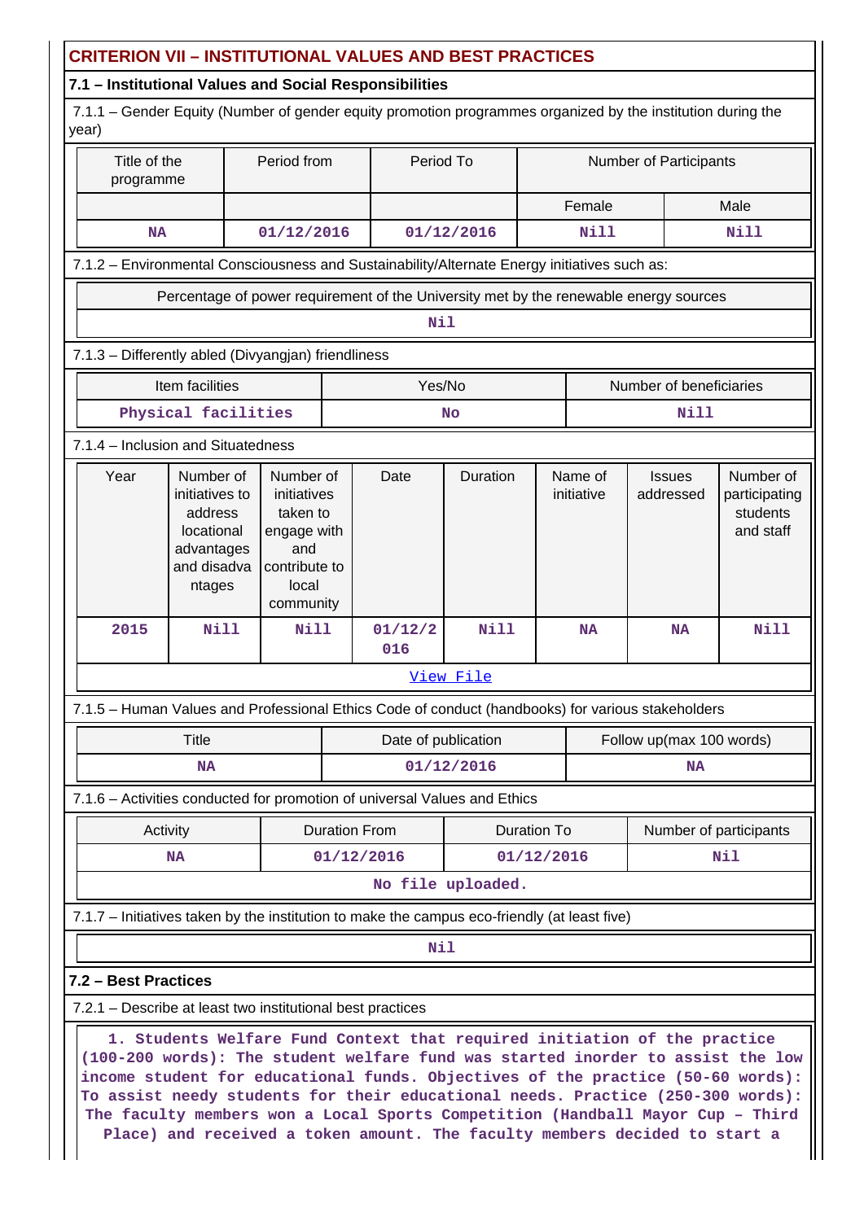## CRITERION VII – INSTITUTIONAL VALUES AND BEST PRACTICES

### 7.1 – Institutional Values and Social Responsibilities

7.1.1 – Gender Equity (Number of gender equity promotion programmes organized by the institution during the year)

| Title of the programme | Period from | Period To | Number of Participants | |
|---|---|---|---|---|
| | | | Female | Male |
| NA | 01/12/2016 | 01/12/2016 | Nill | Nill |

7.1.2 – Environmental Consciousness and Sustainability/Alternate Energy initiatives such as:

| Percentage of power requirement of the University met by the renewable energy sources |
|---|
| Nil |

7.1.3 – Differently abled (Divyangjan) friendliness

| Item facilities | Yes/No | Number of beneficiaries |
|---|---|---|
| Physical facilities | No | Nill |

7.1.4 – Inclusion and Situatedness

| Year | Number of initiatives to address locational advantages and disadvantages | Number of initiatives taken to engage with and contribute to local community | Date | Duration | Name of initiative | Issues addressed | Number of participating students and staff |
|---|---|---|---|---|---|---|---|
| 2015 | Nill | Nill | 01/12/2016 | Nill | NA | NA | Nill |

View File

7.1.5 – Human Values and Professional Ethics Code of conduct (handbooks) for various stakeholders

| Title | Date of publication | Follow up(max 100 words) |
|---|---|---|
| NA | 01/12/2016 | NA |

7.1.6 – Activities conducted for promotion of universal Values and Ethics

| Activity | Duration From | Duration To | Number of participants |
|---|---|---|---|
| NA | 01/12/2016 | 01/12/2016 | Nil |

No file uploaded.

7.1.7 – Initiatives taken by the institution to make the campus eco-friendly (at least five)

Nil

### 7.2 – Best Practices

7.2.1 – Describe at least two institutional best practices

1. Students Welfare Fund Context that required initiation of the practice (100-200 words): The student welfare fund was started inorder to assist the low income student for educational funds. Objectives of the practice (50-60 words): To assist needy students for their educational needs. Practice (250-300 words): The faculty members won a Local Sports Competition (Handball Mayor Cup – Third Place) and received a token amount. The faculty members decided to start a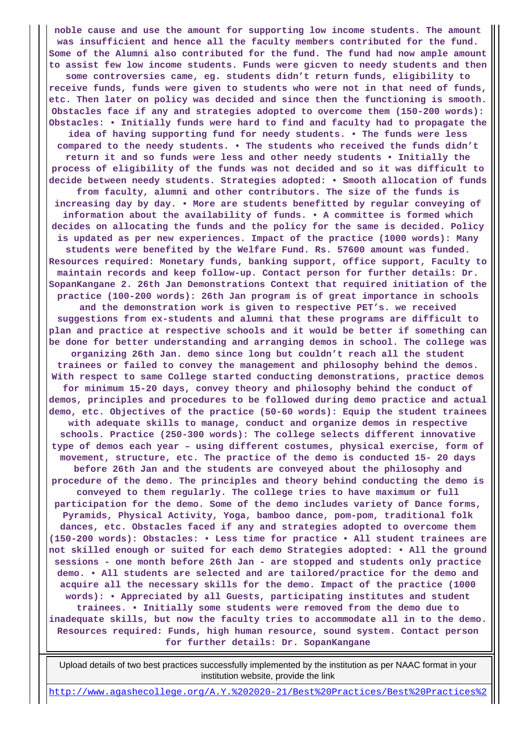**noble cause and use the amount for supporting low income students. The amount was insufficient and hence all the faculty members contributed for the fund. Some of the Alumni also contributed for the fund. The fund had now ample amount to assist few low income students. Funds were gicven to needy students and then some controversies came, eg. students didn't return funds, eligibility to receive funds, funds were given to students who were not in that need of funds, etc. Then later on policy was decided and since then the functioning is smooth. Obstacles face if any and strategies adopted to overcome them (150-200 words): Obstacles: • Initially funds were hard to find and faculty had to propagate the idea of having supporting fund for needy students. • The funds were less compared to the needy students. • The students who received the funds didn't return it and so funds were less and other needy students • Initially the process of eligibility of the funds was not decided and so it was difficult to decide between needy students. Strategies adopted: • Smooth allocation of funds from faculty, alumni and other contributors. The size of the funds is increasing day by day. • More are students benefitted by regular conveying of information about the availability of funds. • A committee is formed which decides on allocating the funds and the policy for the same is decided. Policy is updated as per new experiences. Impact of the practice (1000 words): Many students were benefited by the Welfare Fund. Rs. 57600 amount was funded. Resources required: Monetary funds, banking support, office support, Faculty to maintain records and keep follow-up. Contact person for further details: Dr. SopanKangane 2. 26th Jan Demonstrations Context that required initiation of the practice (100-200 words): 26th Jan program is of great importance in schools and the demonstration work is given to respective PET's. we received suggestions from ex-students and alumni that these programs are difficult to plan and practice at respective schools and it would be better if something can be done for better understanding and arranging demos in school. The college was organizing 26th Jan. demo since long but couldn't reach all the student trainees or failed to convey the management and philosophy behind the demos. With respect to same College started conducting demonstrations, practice demos for minimum 15-20 days, convey theory and philosophy behind the conduct of demos, principles and procedures to be followed during demo practice and actual demo, etc. Objectives of the practice (50-60 words): Equip the student trainees with adequate skills to manage, conduct and organize demos in respective schools. Practice (250-300 words): The college selects different innovative type of demos each year – using different costumes, physical exercise, form of movement, structure, etc. The practice of the demo is conducted 15- 20 days before 26th Jan and the students are conveyed about the philosophy and procedure of the demo. The principles and theory behind conducting the demo is conveyed to them regularly. The college tries to have maximum or full participation for the demo. Some of the demo includes variety of Dance forms, Pyramids, Physical Activity, Yoga, bamboo dance, pom-pom, traditional folk dances, etc. Obstacles faced if any and strategies adopted to overcome them (150-200 words): Obstacles: • Less time for practice • All student trainees are not skilled enough or suited for each demo Strategies adopted: • All the ground sessions - one month before 26th Jan - are stopped and students only practice demo. • All students are selected and are tailored/practice for the demo and acquire all the necessary skills for the demo. Impact of the practice (1000 words): • Appreciated by all Guests, participating institutes and student trainees. • Initially some students were removed from the demo due to inadequate skills, but now the faculty tries to accommodate all in to the demo. Resources required: Funds, high human resource, sound system. Contact person for further details: Dr. SopanKangane**

Upload details of two best practices successfully implemented by the institution as per NAAC format in your institution website, provide the link

http://www.agashecollege.org/A.Y.%202020-21/Best%20Practices/Best%20Practices%2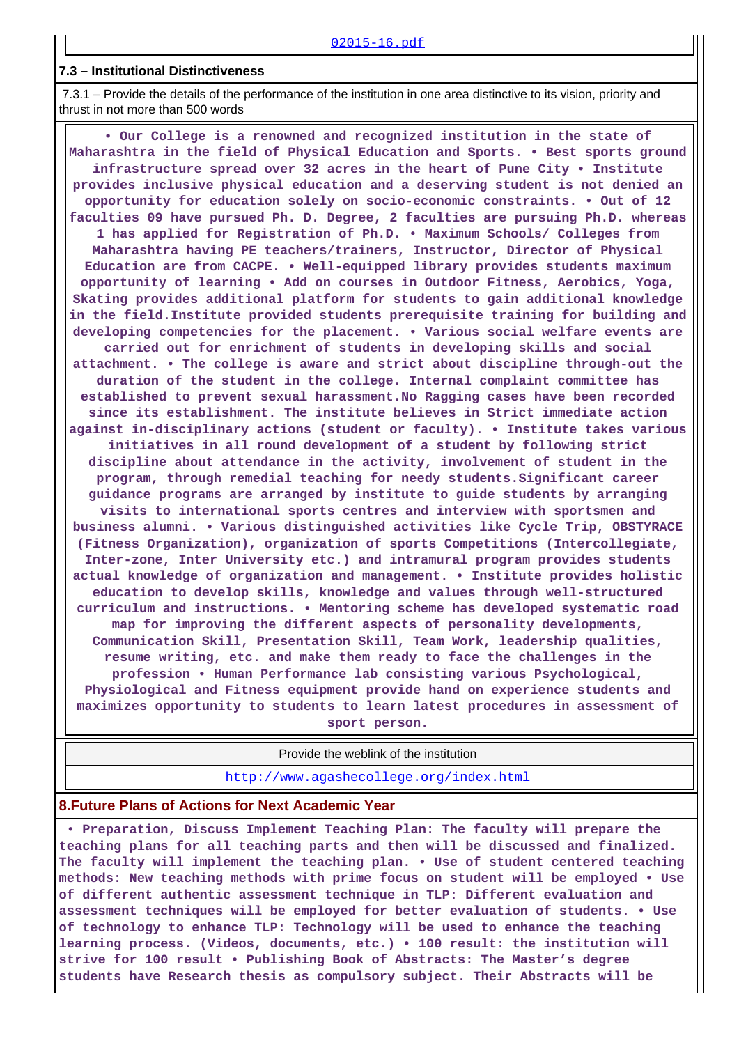[02015-16.pdf]

### 7.3 – Institutional Distinctiveness

7.3.1 – Provide the details of the performance of the institution in one area distinctive to its vision, priority and thrust in not more than 500 words

• Our College is a renowned and recognized institution in the state of Maharashtra in the field of Physical Education and Sports. • Best sports ground infrastructure spread over 32 acres in the heart of Pune City • Institute provides inclusive physical education and a deserving student is not denied an opportunity for education solely on socio-economic constraints. • Out of 12 faculties 09 have pursued Ph. D. Degree, 2 faculties are pursuing Ph.D. whereas 1 has applied for Registration of Ph.D. • Maximum Schools/ Colleges from Maharashtra having PE teachers/trainers, Instructor, Director of Physical Education are from CACPE. • Well-equipped library provides students maximum opportunity of learning • Add on courses in Outdoor Fitness, Aerobics, Yoga, Skating provides additional platform for students to gain additional knowledge in the field.Institute provided students prerequisite training for building and developing competencies for the placement. • Various social welfare events are carried out for enrichment of students in developing skills and social attachment. • The college is aware and strict about discipline through-out the duration of the student in the college. Internal complaint committee has established to prevent sexual harassment.No Ragging cases have been recorded since its establishment. The institute believes in Strict immediate action against in-disciplinary actions (student or faculty). • Institute takes various initiatives in all round development of a student by following strict discipline about attendance in the activity, involvement of student in the program, through remedial teaching for needy students.Significant career guidance programs are arranged by institute to guide students by arranging visits to international sports centres and interview with sportsmen and business alumni. • Various distinguished activities like Cycle Trip, OBSTYRACE (Fitness Organization), organization of sports Competitions (Intercollegiate, Inter-zone, Inter University etc.) and intramural program provides students actual knowledge of organization and management. • Institute provides holistic education to develop skills, knowledge and values through well-structured curriculum and instructions. • Mentoring scheme has developed systematic road map for improving the different aspects of personality developments, Communication Skill, Presentation Skill, Team Work, leadership qualities, resume writing, etc. and make them ready to face the challenges in the profession • Human Performance lab consisting various Psychological, Physiological and Fitness equipment provide hand on experience students and maximizes opportunity to students to learn latest procedures in assessment of sport person.

| Provide the weblink of the institution |
|---|
| http://www.agashecollege.org/index.html |

## 8.Future Plans of Actions for Next Academic Year

• Preparation, Discuss Implement Teaching Plan: The faculty will prepare the teaching plans for all teaching parts and then will be discussed and finalized. The faculty will implement the teaching plan. • Use of student centered teaching methods: New teaching methods with prime focus on student will be employed • Use of different authentic assessment technique in TLP: Different evaluation and assessment techniques will be employed for better evaluation of students. • Use of technology to enhance TLP: Technology will be used to enhance the teaching learning process. (Videos, documents, etc.) • 100 result: the institution will strive for 100 result • Publishing Book of Abstracts: The Master's degree students have Research thesis as compulsory subject. Their Abstracts will be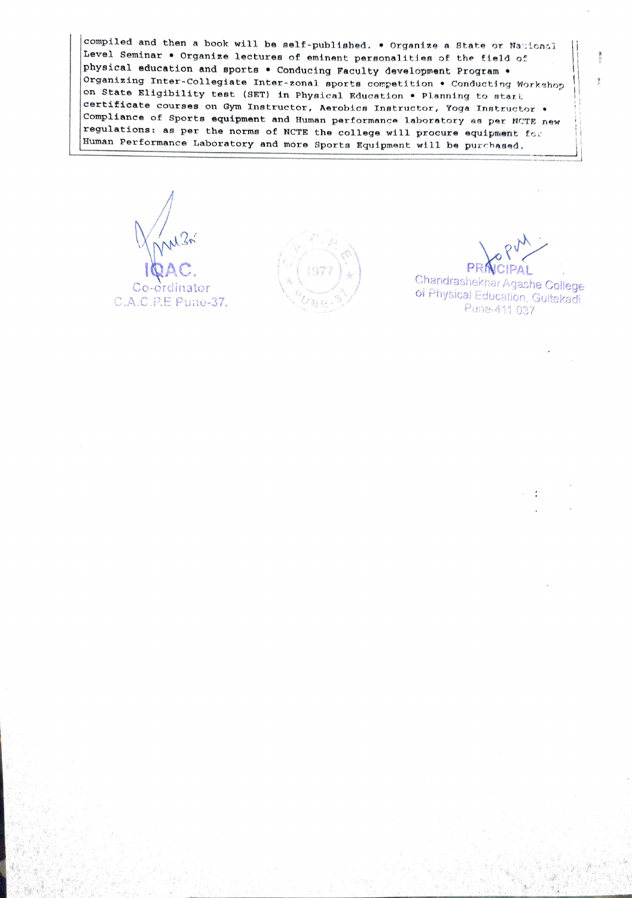compiled and then a book will be self-published. • Organize a State or National Level Seminar • Organize lectures of eminent personalities of the field of physical education and sports • Conducing Faculty development Program • Organizing Inter-Collegiate Inter-zonal sports competition • Conducting Workshop on State Eligibility test (SET) in Physical Education • Planning to start certificate courses on Gym Instructor, Aerobics Instructor, Yoga Instructor • Compliance of Sports equipment and Human performance laboratory as per NCTE new regulations: as per the norms of NCTE the college will procure equipment for Human Performance Laboratory and more Sports Equipment will be purchased.

IQAC.
Co-ordinator
C.A.C.P.E Pune-37.

C.A.C.P.E.
1977
PUNE-37

PRINCIPAL
Chandrashekhar Agashe College
of Physical Education, Gultekadi,
Pune-411 037